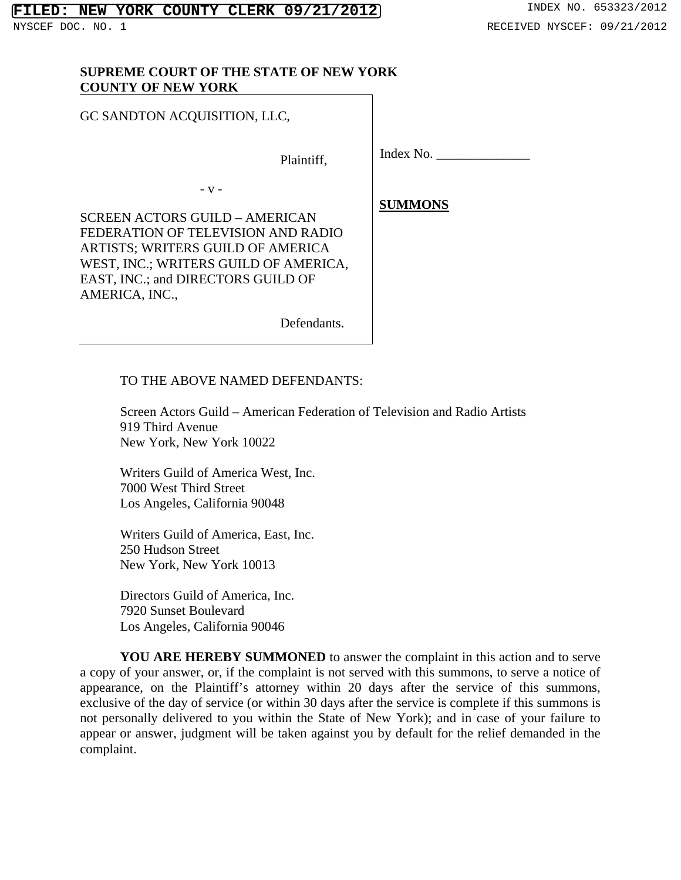FILED: NEW YORK COUNTY CLERK 09/21/2012 INDEX NO. 653323/2012

NYSCEF DOC. NO. 1 RECEIVED NYSCEF: 09/21/2012

**SUPREME COURT OF THE STATE OF NEW YORK**
**COUNTY OF NEW YORK**

| | |
|---|---|
| GC SANDTON ACQUISITION, LLC,<br><br>Plaintiff,<br><br>- v -<br><br>SCREEN ACTORS GUILD – AMERICAN FEDERATION OF TELEVISION AND RADIO ARTISTS; WRITERS GUILD OF AMERICA WEST, INC.; WRITERS GUILD OF AMERICA, EAST, INC.; and DIRECTORS GUILD OF AMERICA, INC.,<br><br>Defendants. | Index No. ______________<br><br>**SUMMONS** |

TO THE ABOVE NAMED DEFENDANTS:

Screen Actors Guild – American Federation of Television and Radio Artists
919 Third Avenue
New York, New York 10022

Writers Guild of America West, Inc.
7000 West Third Street
Los Angeles, California 90048

Writers Guild of America, East, Inc.
250 Hudson Street
New York, New York 10013

Directors Guild of America, Inc.
7920 Sunset Boulevard
Los Angeles, California 90046

**YOU ARE HEREBY SUMMONED** to answer the complaint in this action and to serve a copy of your answer, or, if the complaint is not served with this summons, to serve a notice of appearance, on the Plaintiff's attorney within 20 days after the service of this summons, exclusive of the day of service (or within 30 days after the service is complete if this summons is not personally delivered to you within the State of New York); and in case of your failure to appear or answer, judgment will be taken against you by default for the relief demanded in the complaint.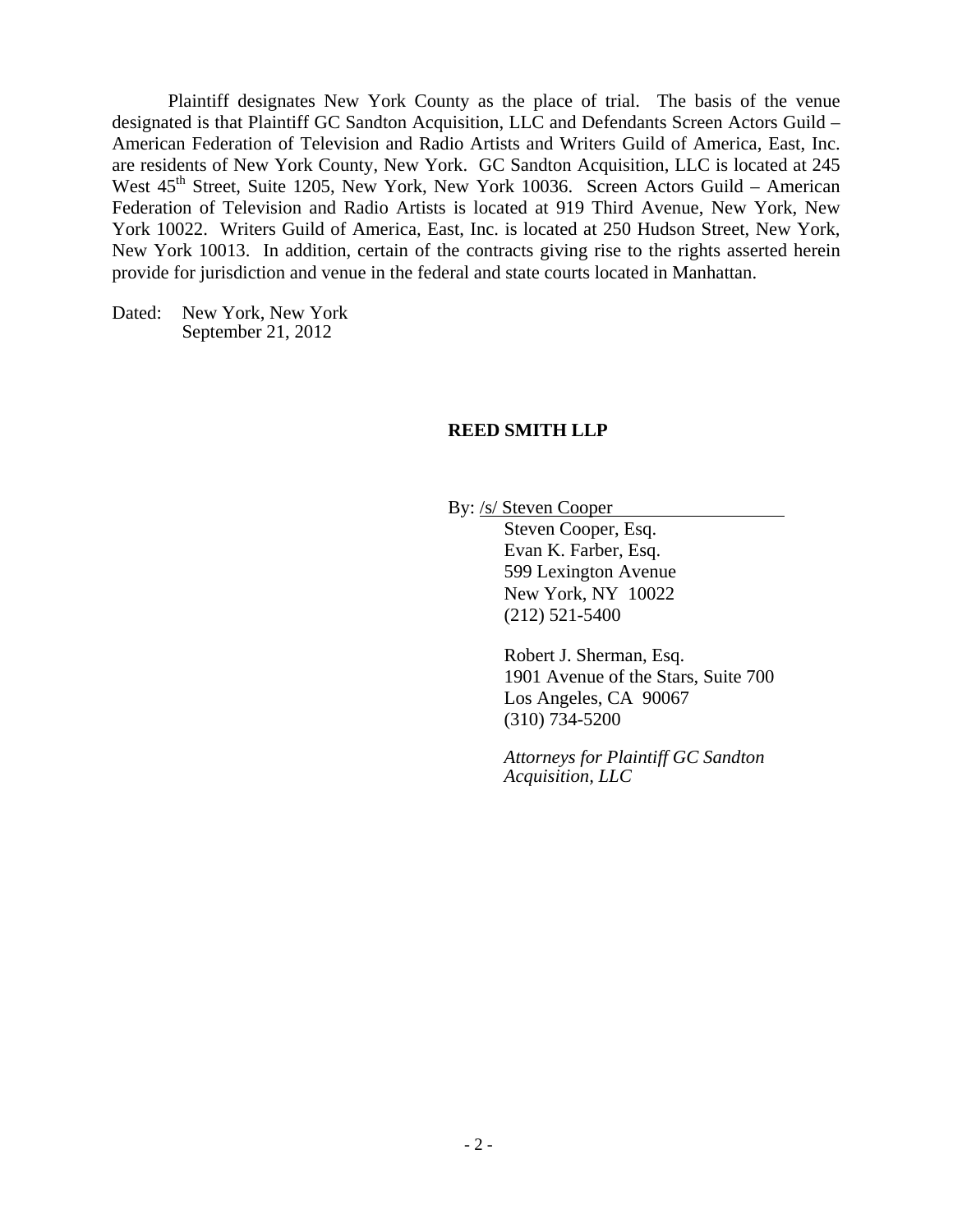Plaintiff designates New York County as the place of trial. The basis of the venue designated is that Plaintiff GC Sandton Acquisition, LLC and Defendants Screen Actors Guild – American Federation of Television and Radio Artists and Writers Guild of America, East, Inc. are residents of New York County, New York. GC Sandton Acquisition, LLC is located at 245 West 45th Street, Suite 1205, New York, New York 10036. Screen Actors Guild – American Federation of Television and Radio Artists is located at 919 Third Avenue, New York, New York 10022. Writers Guild of America, East, Inc. is located at 250 Hudson Street, New York, New York 10013. In addition, certain of the contracts giving rise to the rights asserted herein provide for jurisdiction and venue in the federal and state courts located in Manhattan.

Dated: New York, New York
September 21, 2012

**REED SMITH LLP**

By: /s/ Steven Cooper
Steven Cooper, Esq.
Evan K. Farber, Esq.
599 Lexington Avenue
New York, NY 10022
(212) 521-5400

Robert J. Sherman, Esq.
1901 Avenue of the Stars, Suite 700
Los Angeles, CA 90067
(310) 734-5200

*Attorneys for Plaintiff GC Sandton Acquisition, LLC*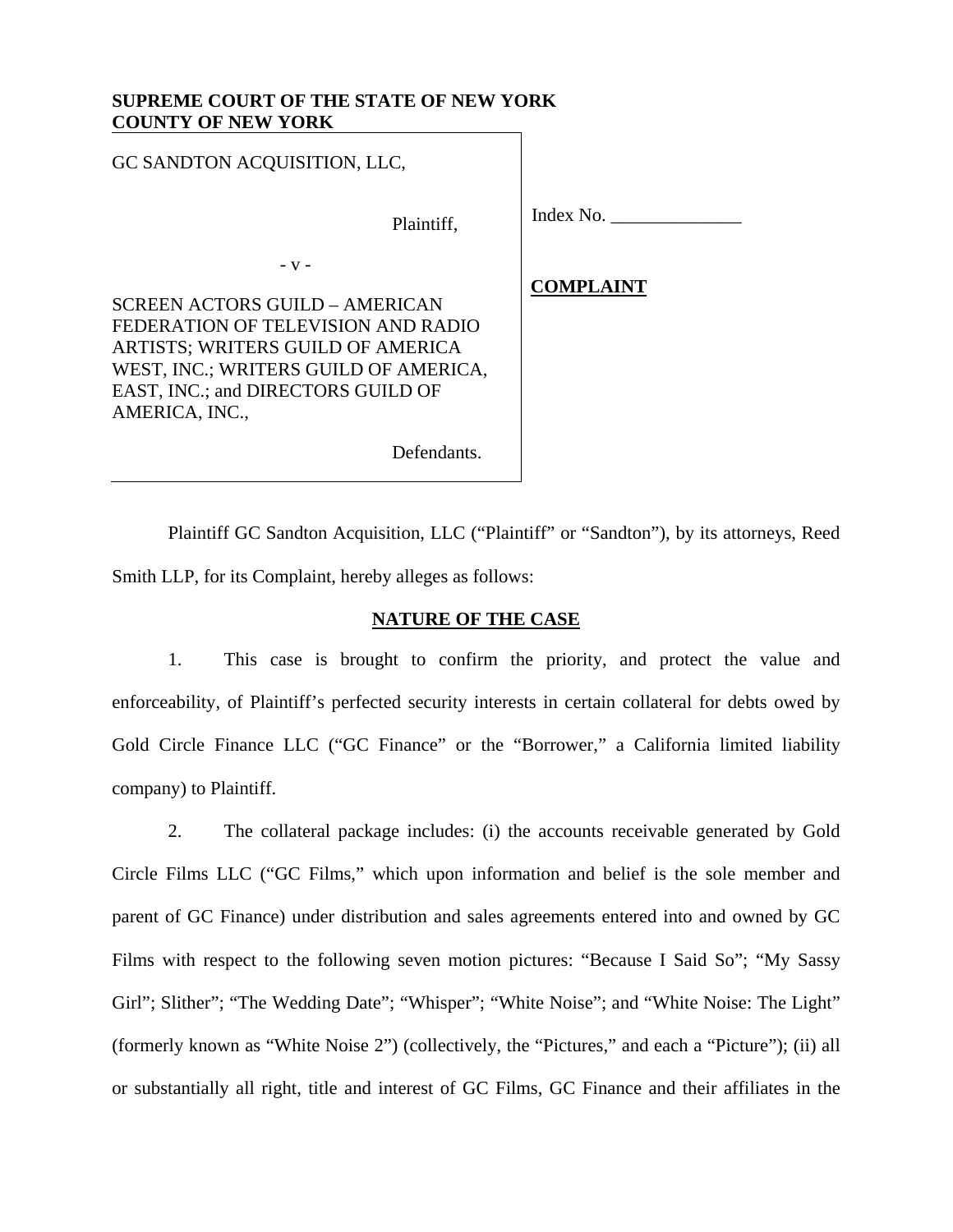**SUPREME COURT OF THE STATE OF NEW YORK**
**COUNTY OF NEW YORK**

| | |
|---|---|
| GC SANDTON ACQUISITION, LLC,<br><br>Plaintiff,<br><br>- v -<br><br>SCREEN ACTORS GUILD – AMERICAN FEDERATION OF TELEVISION AND RADIO ARTISTS; WRITERS GUILD OF AMERICA WEST, INC.; WRITERS GUILD OF AMERICA, EAST, INC.; and DIRECTORS GUILD OF AMERICA, INC.,<br><br>Defendants. | Index No. \_\_\_\_\_\_\_\_\_\_\_\_\_\_<br><br>**COMPLAINT** |

Plaintiff GC Sandton Acquisition, LLC ("Plaintiff" or "Sandton"), by its attorneys, Reed Smith LLP, for its Complaint, hereby alleges as follows:

## NATURE OF THE CASE

1. This case is brought to confirm the priority, and protect the value and enforceability, of Plaintiff's perfected security interests in certain collateral for debts owed by Gold Circle Finance LLC ("GC Finance" or the "Borrower," a California limited liability company) to Plaintiff.

2. The collateral package includes: (i) the accounts receivable generated by Gold Circle Films LLC ("GC Films," which upon information and belief is the sole member and parent of GC Finance) under distribution and sales agreements entered into and owned by GC Films with respect to the following seven motion pictures: "Because I Said So"; "My Sassy Girl"; Slither"; "The Wedding Date"; "Whisper"; "White Noise"; and "White Noise: The Light" (formerly known as "White Noise 2") (collectively, the "Pictures," and each a "Picture"); (ii) all or substantially all right, title and interest of GC Films, GC Finance and their affiliates in the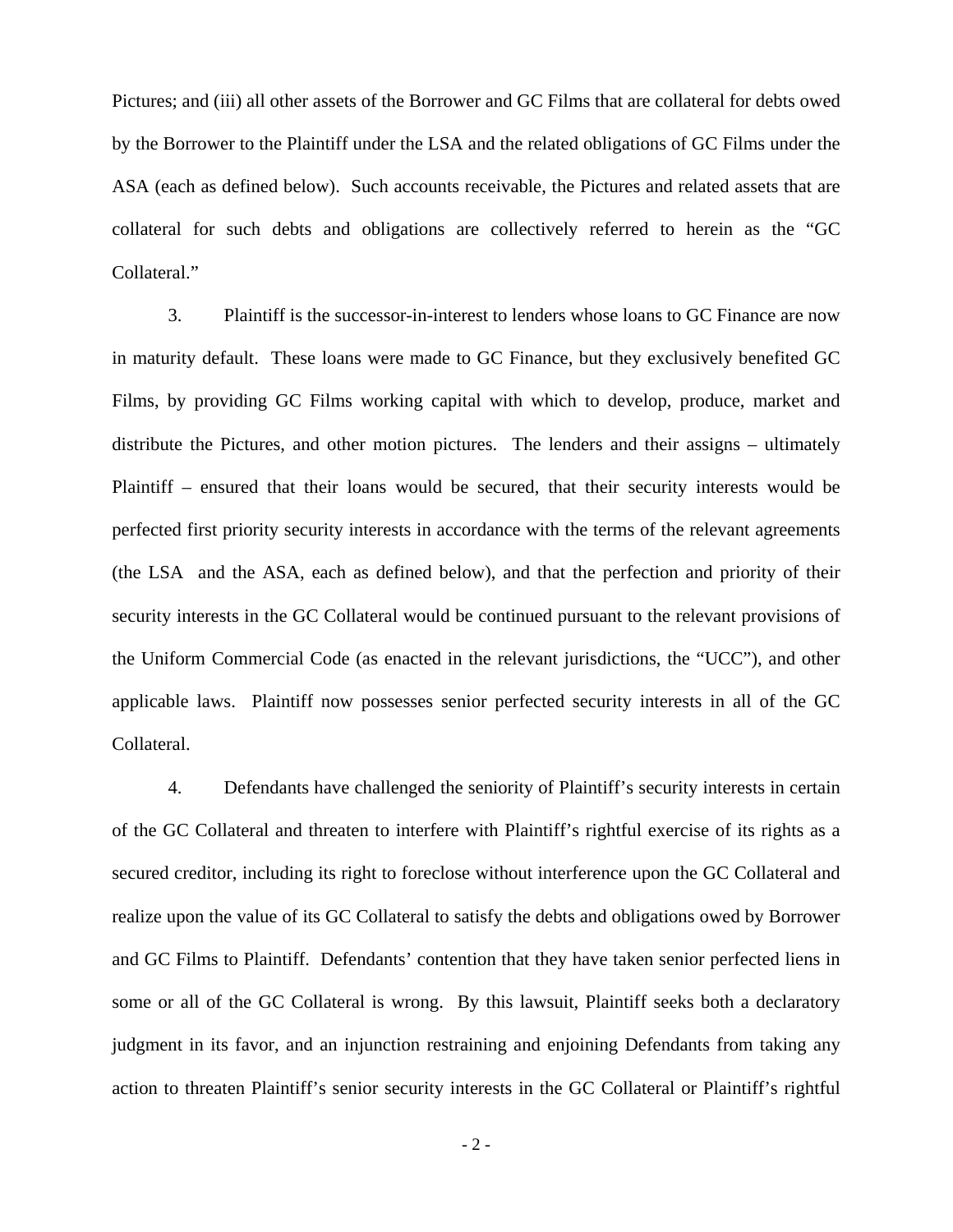Pictures; and (iii) all other assets of the Borrower and GC Films that are collateral for debts owed by the Borrower to the Plaintiff under the LSA and the related obligations of GC Films under the ASA (each as defined below). Such accounts receivable, the Pictures and related assets that are collateral for such debts and obligations are collectively referred to herein as the "GC Collateral."

3. Plaintiff is the successor-in-interest to lenders whose loans to GC Finance are now in maturity default. These loans were made to GC Finance, but they exclusively benefited GC Films, by providing GC Films working capital with which to develop, produce, market and distribute the Pictures, and other motion pictures. The lenders and their assigns – ultimately Plaintiff – ensured that their loans would be secured, that their security interests would be perfected first priority security interests in accordance with the terms of the relevant agreements (the LSA and the ASA, each as defined below), and that the perfection and priority of their security interests in the GC Collateral would be continued pursuant to the relevant provisions of the Uniform Commercial Code (as enacted in the relevant jurisdictions, the "UCC"), and other applicable laws. Plaintiff now possesses senior perfected security interests in all of the GC Collateral.

4. Defendants have challenged the seniority of Plaintiff's security interests in certain of the GC Collateral and threaten to interfere with Plaintiff's rightful exercise of its rights as a secured creditor, including its right to foreclose without interference upon the GC Collateral and realize upon the value of its GC Collateral to satisfy the debts and obligations owed by Borrower and GC Films to Plaintiff. Defendants' contention that they have taken senior perfected liens in some or all of the GC Collateral is wrong. By this lawsuit, Plaintiff seeks both a declaratory judgment in its favor, and an injunction restraining and enjoining Defendants from taking any action to threaten Plaintiff's senior security interests in the GC Collateral or Plaintiff's rightful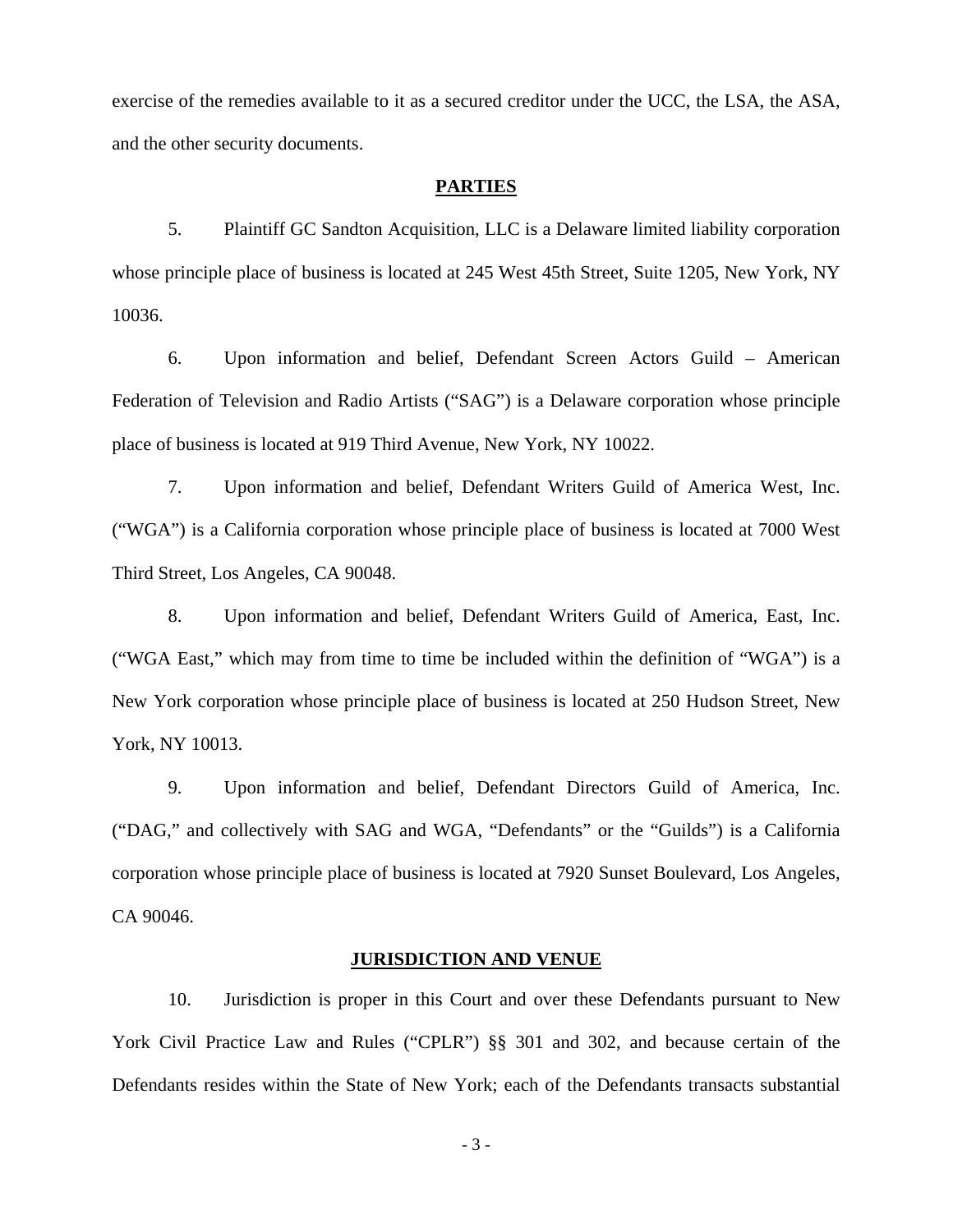exercise of the remedies available to it as a secured creditor under the UCC, the LSA, the ASA, and the other security documents.

## PARTIES

5. Plaintiff GC Sandton Acquisition, LLC is a Delaware limited liability corporation whose principle place of business is located at 245 West 45th Street, Suite 1205, New York, NY 10036.

6. Upon information and belief, Defendant Screen Actors Guild – American Federation of Television and Radio Artists ("SAG") is a Delaware corporation whose principle place of business is located at 919 Third Avenue, New York, NY 10022.

7. Upon information and belief, Defendant Writers Guild of America West, Inc. ("WGA") is a California corporation whose principle place of business is located at 7000 West Third Street, Los Angeles, CA 90048.

8. Upon information and belief, Defendant Writers Guild of America, East, Inc. ("WGA East," which may from time to time be included within the definition of "WGA") is a New York corporation whose principle place of business is located at 250 Hudson Street, New York, NY 10013.

9. Upon information and belief, Defendant Directors Guild of America, Inc. ("DAG," and collectively with SAG and WGA, "Defendants" or the "Guilds") is a California corporation whose principle place of business is located at 7920 Sunset Boulevard, Los Angeles, CA 90046.

## JURISDICTION AND VENUE

10. Jurisdiction is proper in this Court and over these Defendants pursuant to New York Civil Practice Law and Rules ("CPLR") §§ 301 and 302, and because certain of the Defendants resides within the State of New York; each of the Defendants transacts substantial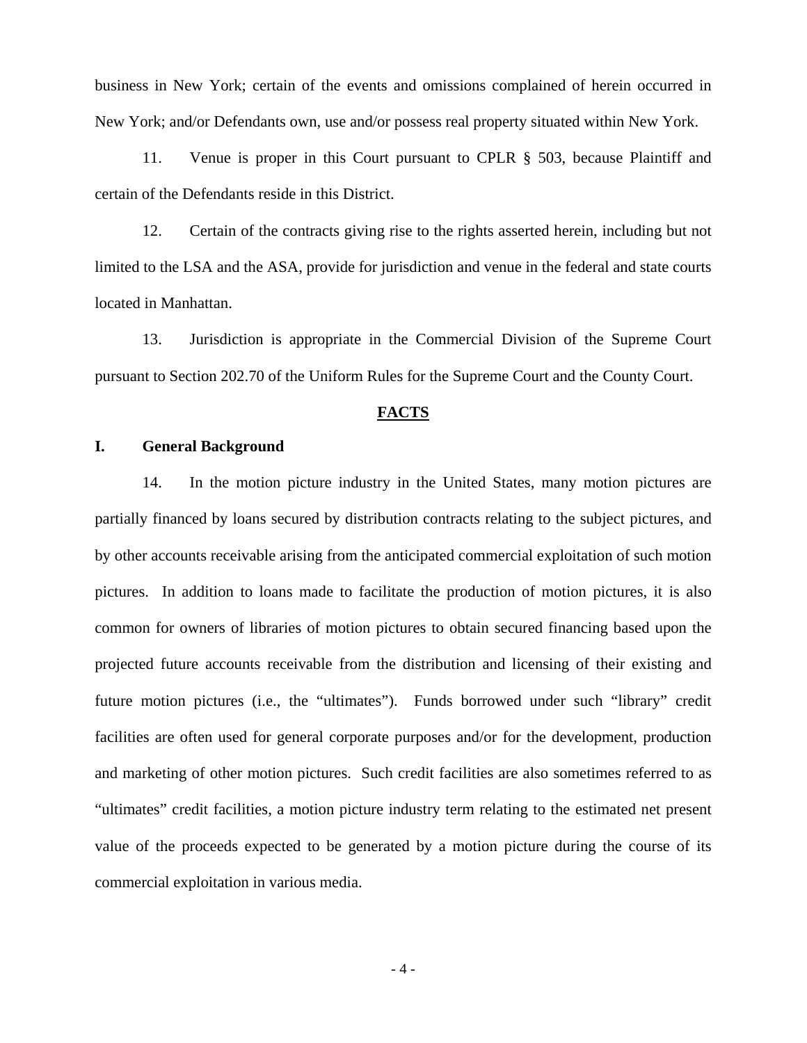business in New York; certain of the events and omissions complained of herein occurred in New York; and/or Defendants own, use and/or possess real property situated within New York.

11. Venue is proper in this Court pursuant to CPLR § 503, because Plaintiff and certain of the Defendants reside in this District.

12. Certain of the contracts giving rise to the rights asserted herein, including but not limited to the LSA and the ASA, provide for jurisdiction and venue in the federal and state courts located in Manhattan.

13. Jurisdiction is appropriate in the Commercial Division of the Supreme Court pursuant to Section 202.70 of the Uniform Rules for the Supreme Court and the County Court.

## FACTS

### I. General Background

14. In the motion picture industry in the United States, many motion pictures are partially financed by loans secured by distribution contracts relating to the subject pictures, and by other accounts receivable arising from the anticipated commercial exploitation of such motion pictures. In addition to loans made to facilitate the production of motion pictures, it is also common for owners of libraries of motion pictures to obtain secured financing based upon the projected future accounts receivable from the distribution and licensing of their existing and future motion pictures (i.e., the "ultimates"). Funds borrowed under such "library" credit facilities are often used for general corporate purposes and/or for the development, production and marketing of other motion pictures. Such credit facilities are also sometimes referred to as "ultimates" credit facilities, a motion picture industry term relating to the estimated net present value of the proceeds expected to be generated by a motion picture during the course of its commercial exploitation in various media.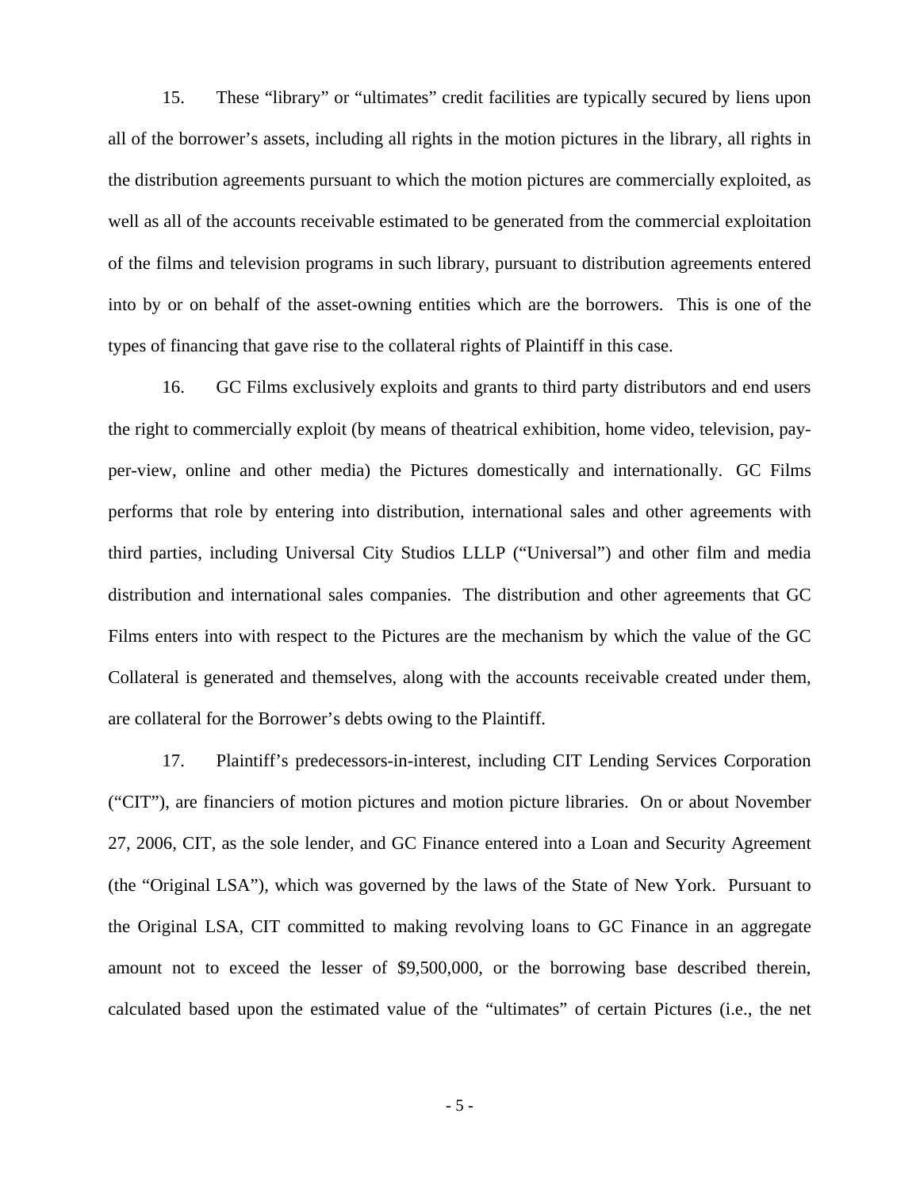15. These "library" or "ultimates" credit facilities are typically secured by liens upon all of the borrower's assets, including all rights in the motion pictures in the library, all rights in the distribution agreements pursuant to which the motion pictures are commercially exploited, as well as all of the accounts receivable estimated to be generated from the commercial exploitation of the films and television programs in such library, pursuant to distribution agreements entered into by or on behalf of the asset-owning entities which are the borrowers. This is one of the types of financing that gave rise to the collateral rights of Plaintiff in this case.

16. GC Films exclusively exploits and grants to third party distributors and end users the right to commercially exploit (by means of theatrical exhibition, home video, television, pay-per-view, online and other media) the Pictures domestically and internationally. GC Films performs that role by entering into distribution, international sales and other agreements with third parties, including Universal City Studios LLLP ("Universal") and other film and media distribution and international sales companies. The distribution and other agreements that GC Films enters into with respect to the Pictures are the mechanism by which the value of the GC Collateral is generated and themselves, along with the accounts receivable created under them, are collateral for the Borrower's debts owing to the Plaintiff.

17. Plaintiff's predecessors-in-interest, including CIT Lending Services Corporation ("CIT"), are financiers of motion pictures and motion picture libraries. On or about November 27, 2006, CIT, as the sole lender, and GC Finance entered into a Loan and Security Agreement (the "Original LSA"), which was governed by the laws of the State of New York. Pursuant to the Original LSA, CIT committed to making revolving loans to GC Finance in an aggregate amount not to exceed the lesser of $9,500,000, or the borrowing base described therein, calculated based upon the estimated value of the "ultimates" of certain Pictures (i.e., the net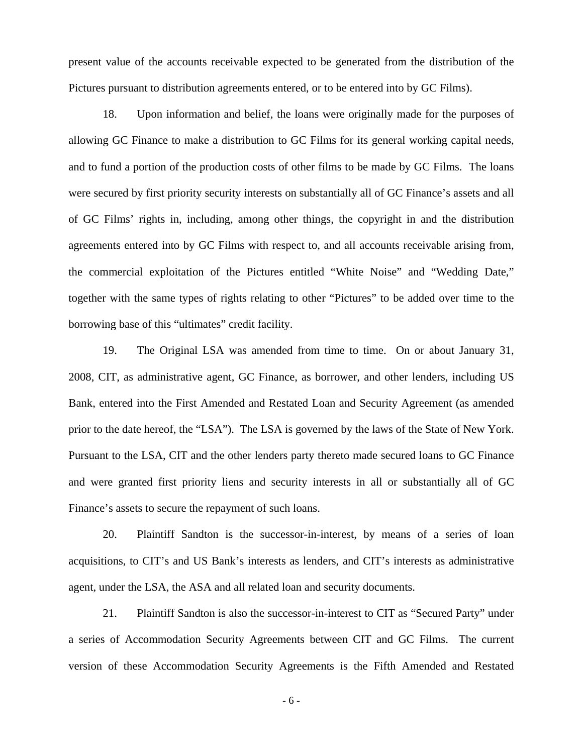present value of the accounts receivable expected to be generated from the distribution of the Pictures pursuant to distribution agreements entered, or to be entered into by GC Films).

18. Upon information and belief, the loans were originally made for the purposes of allowing GC Finance to make a distribution to GC Films for its general working capital needs, and to fund a portion of the production costs of other films to be made by GC Films. The loans were secured by first priority security interests on substantially all of GC Finance's assets and all of GC Films' rights in, including, among other things, the copyright in and the distribution agreements entered into by GC Films with respect to, and all accounts receivable arising from, the commercial exploitation of the Pictures entitled "White Noise" and "Wedding Date," together with the same types of rights relating to other "Pictures" to be added over time to the borrowing base of this "ultimates" credit facility.

19. The Original LSA was amended from time to time. On or about January 31, 2008, CIT, as administrative agent, GC Finance, as borrower, and other lenders, including US Bank, entered into the First Amended and Restated Loan and Security Agreement (as amended prior to the date hereof, the "LSA"). The LSA is governed by the laws of the State of New York. Pursuant to the LSA, CIT and the other lenders party thereto made secured loans to GC Finance and were granted first priority liens and security interests in all or substantially all of GC Finance's assets to secure the repayment of such loans.

20. Plaintiff Sandton is the successor-in-interest, by means of a series of loan acquisitions, to CIT's and US Bank's interests as lenders, and CIT's interests as administrative agent, under the LSA, the ASA and all related loan and security documents.

21. Plaintiff Sandton is also the successor-in-interest to CIT as "Secured Party" under a series of Accommodation Security Agreements between CIT and GC Films. The current version of these Accommodation Security Agreements is the Fifth Amended and Restated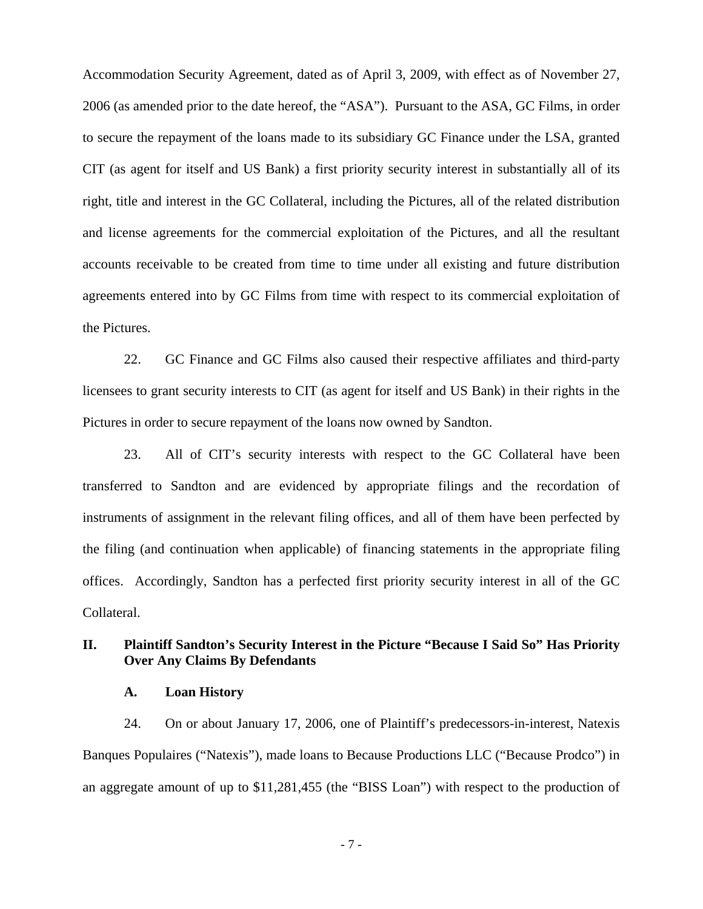Accommodation Security Agreement, dated as of April 3, 2009, with effect as of November 27, 2006 (as amended prior to the date hereof, the "ASA"). Pursuant to the ASA, GC Films, in order to secure the repayment of the loans made to its subsidiary GC Finance under the LSA, granted CIT (as agent for itself and US Bank) a first priority security interest in substantially all of its right, title and interest in the GC Collateral, including the Pictures, all of the related distribution and license agreements for the commercial exploitation of the Pictures, and all the resultant accounts receivable to be created from time to time under all existing and future distribution agreements entered into by GC Films from time with respect to its commercial exploitation of the Pictures.

22. GC Finance and GC Films also caused their respective affiliates and third-party licensees to grant security interests to CIT (as agent for itself and US Bank) in their rights in the Pictures in order to secure repayment of the loans now owned by Sandton.

23. All of CIT's security interests with respect to the GC Collateral have been transferred to Sandton and are evidenced by appropriate filings and the recordation of instruments of assignment in the relevant filing offices, and all of them have been perfected by the filing (and continuation when applicable) of financing statements in the appropriate filing offices. Accordingly, Sandton has a perfected first priority security interest in all of the GC Collateral.

## II. Plaintiff Sandton's Security Interest in the Picture "Because I Said So" Has Priority Over Any Claims By Defendants

### A. Loan History

24. On or about January 17, 2006, one of Plaintiff's predecessors-in-interest, Natexis Banques Populaires ("Natexis"), made loans to Because Productions LLC ("Because Prodco") in an aggregate amount of up to $11,281,455 (the "BISS Loan") with respect to the production of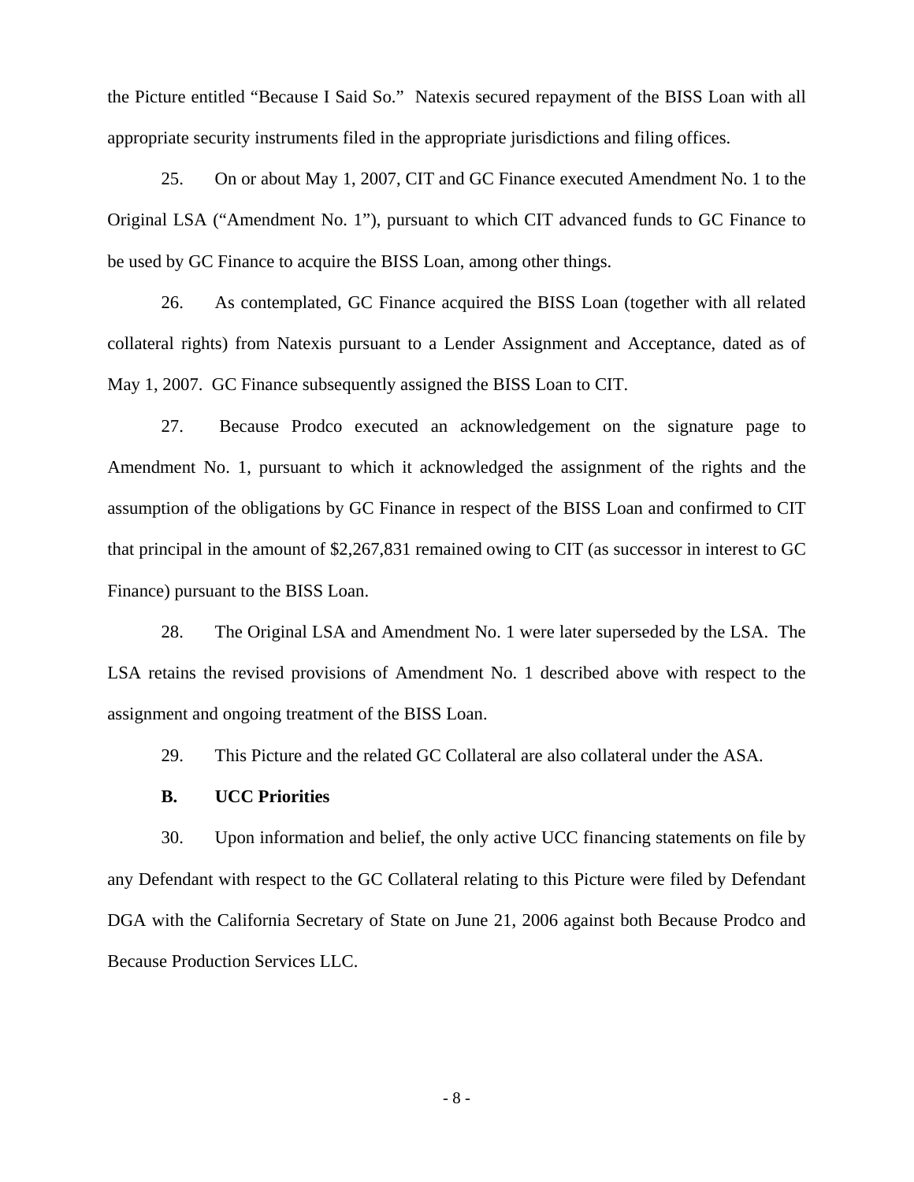the Picture entitled "Because I Said So." Natexis secured repayment of the BISS Loan with all appropriate security instruments filed in the appropriate jurisdictions and filing offices.

25. On or about May 1, 2007, CIT and GC Finance executed Amendment No. 1 to the Original LSA ("Amendment No. 1"), pursuant to which CIT advanced funds to GC Finance to be used by GC Finance to acquire the BISS Loan, among other things.

26. As contemplated, GC Finance acquired the BISS Loan (together with all related collateral rights) from Natexis pursuant to a Lender Assignment and Acceptance, dated as of May 1, 2007. GC Finance subsequently assigned the BISS Loan to CIT.

27. Because Prodco executed an acknowledgement on the signature page to Amendment No. 1, pursuant to which it acknowledged the assignment of the rights and the assumption of the obligations by GC Finance in respect of the BISS Loan and confirmed to CIT that principal in the amount of $2,267,831 remained owing to CIT (as successor in interest to GC Finance) pursuant to the BISS Loan.

28. The Original LSA and Amendment No. 1 were later superseded by the LSA. The LSA retains the revised provisions of Amendment No. 1 described above with respect to the assignment and ongoing treatment of the BISS Loan.

29. This Picture and the related GC Collateral are also collateral under the ASA.

**B. UCC Priorities**

30. Upon information and belief, the only active UCC financing statements on file by any Defendant with respect to the GC Collateral relating to this Picture were filed by Defendant DGA with the California Secretary of State on June 21, 2006 against both Because Prodco and Because Production Services LLC.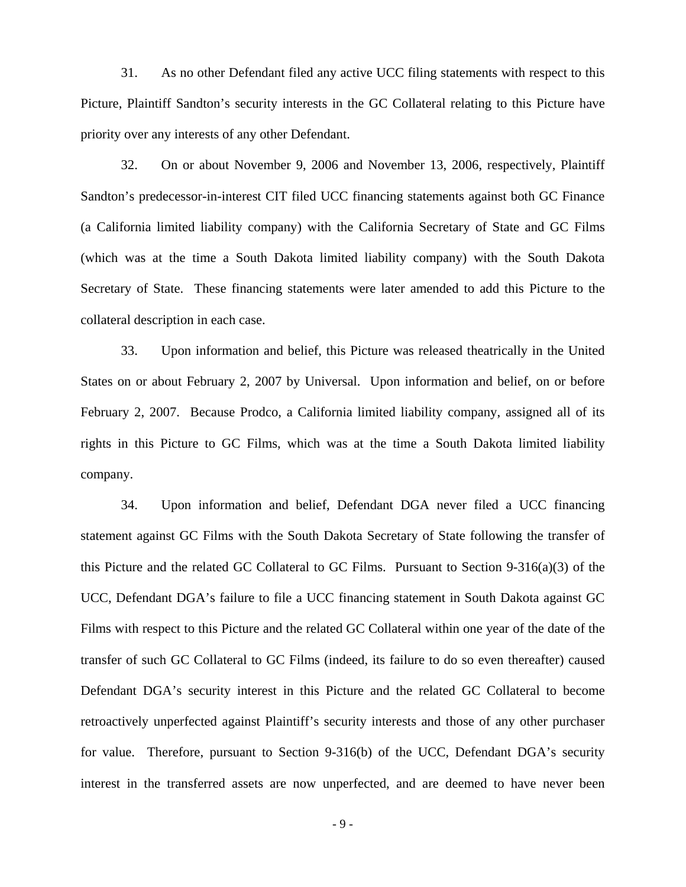31. As no other Defendant filed any active UCC filing statements with respect to this Picture, Plaintiff Sandton's security interests in the GC Collateral relating to this Picture have priority over any interests of any other Defendant.

32. On or about November 9, 2006 and November 13, 2006, respectively, Plaintiff Sandton's predecessor-in-interest CIT filed UCC financing statements against both GC Finance (a California limited liability company) with the California Secretary of State and GC Films (which was at the time a South Dakota limited liability company) with the South Dakota Secretary of State. These financing statements were later amended to add this Picture to the collateral description in each case.

33. Upon information and belief, this Picture was released theatrically in the United States on or about February 2, 2007 by Universal. Upon information and belief, on or before February 2, 2007. Because Prodco, a California limited liability company, assigned all of its rights in this Picture to GC Films, which was at the time a South Dakota limited liability company.

34. Upon information and belief, Defendant DGA never filed a UCC financing statement against GC Films with the South Dakota Secretary of State following the transfer of this Picture and the related GC Collateral to GC Films. Pursuant to Section 9-316(a)(3) of the UCC, Defendant DGA's failure to file a UCC financing statement in South Dakota against GC Films with respect to this Picture and the related GC Collateral within one year of the date of the transfer of such GC Collateral to GC Films (indeed, its failure to do so even thereafter) caused Defendant DGA's security interest in this Picture and the related GC Collateral to become retroactively unperfected against Plaintiff's security interests and those of any other purchaser for value. Therefore, pursuant to Section 9-316(b) of the UCC, Defendant DGA's security interest in the transferred assets are now unperfected, and are deemed to have never been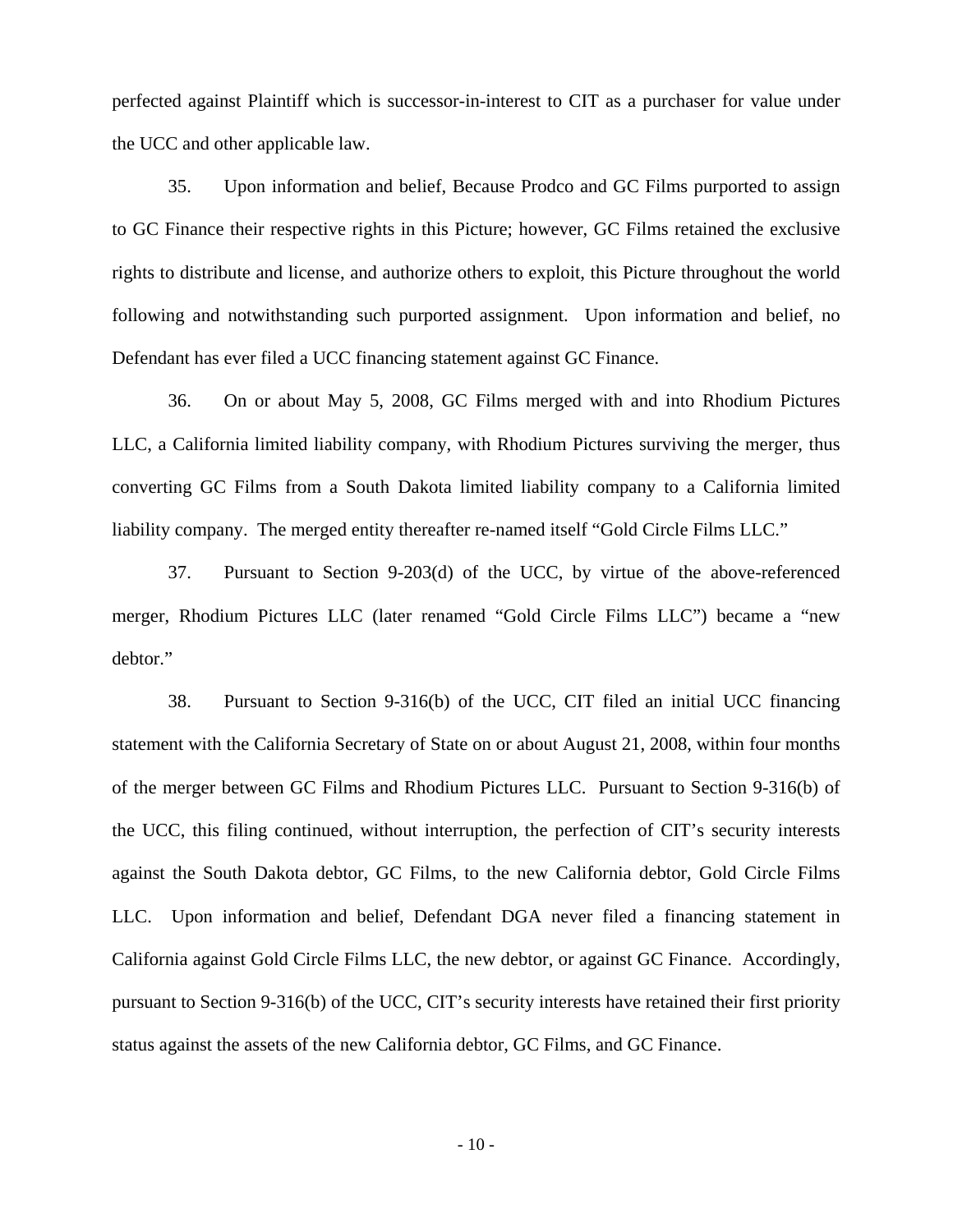perfected against Plaintiff which is successor-in-interest to CIT as a purchaser for value under the UCC and other applicable law.

35. Upon information and belief, Because Prodco and GC Films purported to assign to GC Finance their respective rights in this Picture; however, GC Films retained the exclusive rights to distribute and license, and authorize others to exploit, this Picture throughout the world following and notwithstanding such purported assignment. Upon information and belief, no Defendant has ever filed a UCC financing statement against GC Finance.

36. On or about May 5, 2008, GC Films merged with and into Rhodium Pictures LLC, a California limited liability company, with Rhodium Pictures surviving the merger, thus converting GC Films from a South Dakota limited liability company to a California limited liability company. The merged entity thereafter re-named itself "Gold Circle Films LLC."

37. Pursuant to Section 9-203(d) of the UCC, by virtue of the above-referenced merger, Rhodium Pictures LLC (later renamed "Gold Circle Films LLC") became a "new debtor."

38. Pursuant to Section 9-316(b) of the UCC, CIT filed an initial UCC financing statement with the California Secretary of State on or about August 21, 2008, within four months of the merger between GC Films and Rhodium Pictures LLC. Pursuant to Section 9-316(b) of the UCC, this filing continued, without interruption, the perfection of CIT's security interests against the South Dakota debtor, GC Films, to the new California debtor, Gold Circle Films LLC. Upon information and belief, Defendant DGA never filed a financing statement in California against Gold Circle Films LLC, the new debtor, or against GC Finance. Accordingly, pursuant to Section 9-316(b) of the UCC, CIT's security interests have retained their first priority status against the assets of the new California debtor, GC Films, and GC Finance.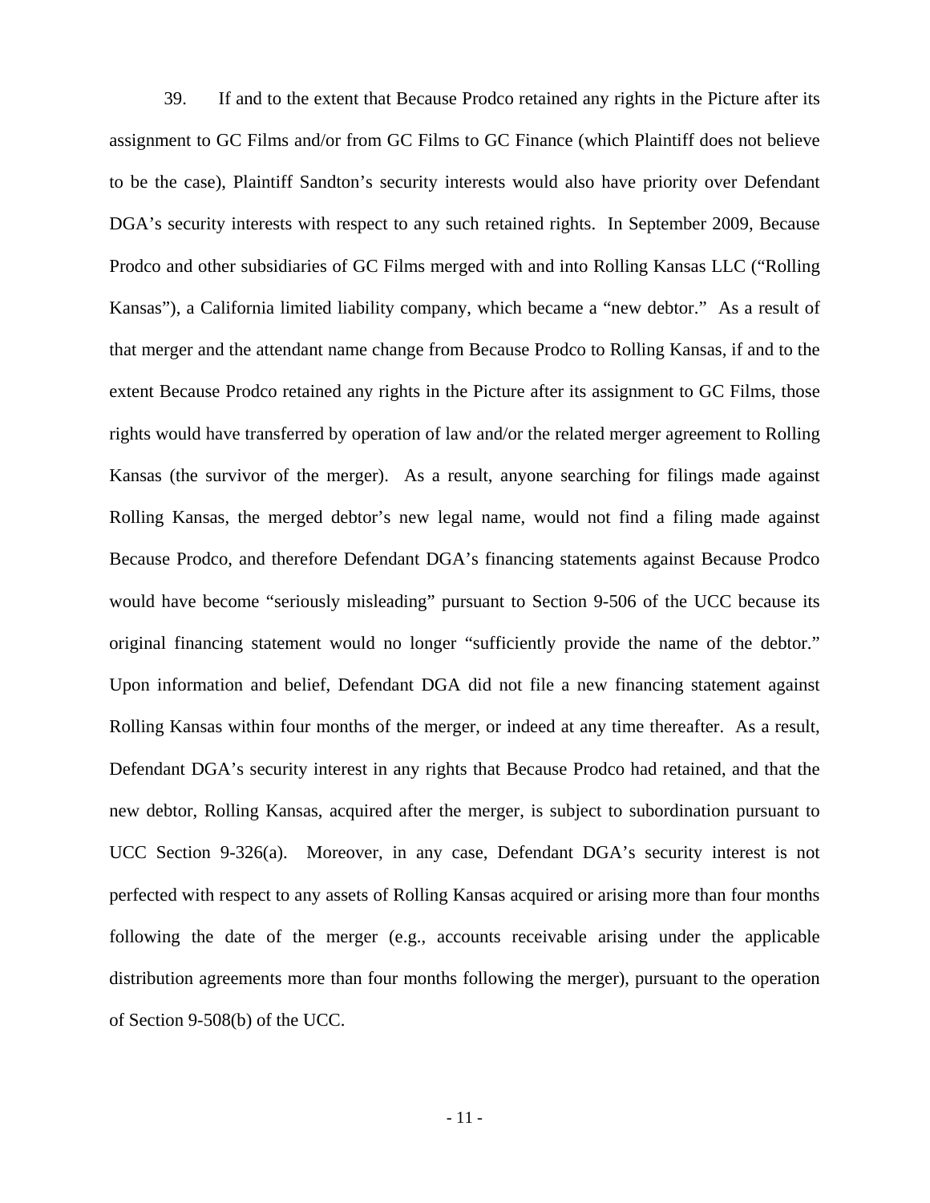39. If and to the extent that Because Prodco retained any rights in the Picture after its assignment to GC Films and/or from GC Films to GC Finance (which Plaintiff does not believe to be the case), Plaintiff Sandton's security interests would also have priority over Defendant DGA's security interests with respect to any such retained rights. In September 2009, Because Prodco and other subsidiaries of GC Films merged with and into Rolling Kansas LLC ("Rolling Kansas"), a California limited liability company, which became a "new debtor." As a result of that merger and the attendant name change from Because Prodco to Rolling Kansas, if and to the extent Because Prodco retained any rights in the Picture after its assignment to GC Films, those rights would have transferred by operation of law and/or the related merger agreement to Rolling Kansas (the survivor of the merger). As a result, anyone searching for filings made against Rolling Kansas, the merged debtor's new legal name, would not find a filing made against Because Prodco, and therefore Defendant DGA's financing statements against Because Prodco would have become "seriously misleading" pursuant to Section 9-506 of the UCC because its original financing statement would no longer "sufficiently provide the name of the debtor." Upon information and belief, Defendant DGA did not file a new financing statement against Rolling Kansas within four months of the merger, or indeed at any time thereafter. As a result, Defendant DGA's security interest in any rights that Because Prodco had retained, and that the new debtor, Rolling Kansas, acquired after the merger, is subject to subordination pursuant to UCC Section 9-326(a). Moreover, in any case, Defendant DGA's security interest is not perfected with respect to any assets of Rolling Kansas acquired or arising more than four months following the date of the merger (e.g., accounts receivable arising under the applicable distribution agreements more than four months following the merger), pursuant to the operation of Section 9-508(b) of the UCC.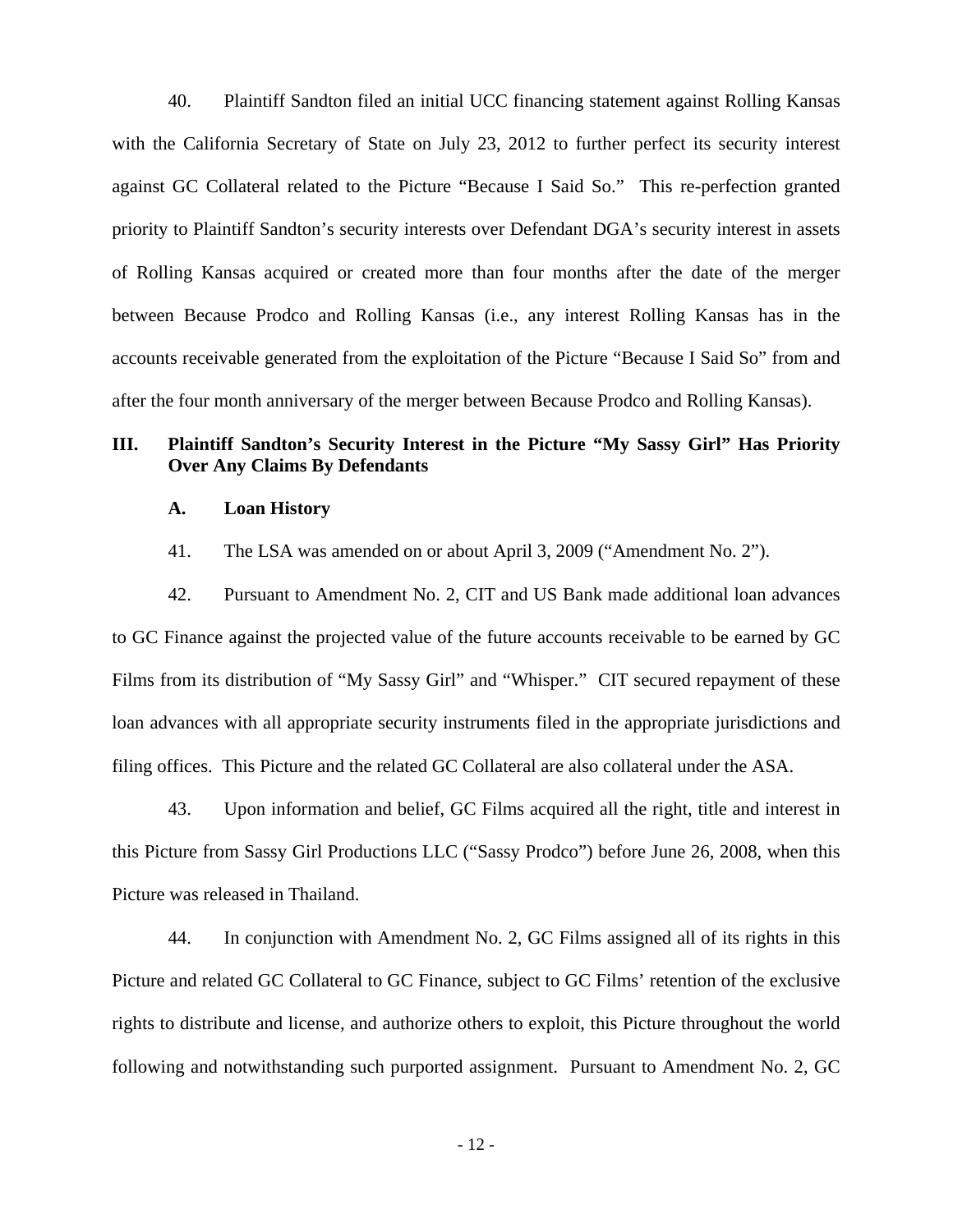40. Plaintiff Sandton filed an initial UCC financing statement against Rolling Kansas with the California Secretary of State on July 23, 2012 to further perfect its security interest against GC Collateral related to the Picture "Because I Said So." This re-perfection granted priority to Plaintiff Sandton's security interests over Defendant DGA's security interest in assets of Rolling Kansas acquired or created more than four months after the date of the merger between Because Prodco and Rolling Kansas (i.e., any interest Rolling Kansas has in the accounts receivable generated from the exploitation of the Picture "Because I Said So" from and after the four month anniversary of the merger between Because Prodco and Rolling Kansas).

## III. Plaintiff Sandton's Security Interest in the Picture "My Sassy Girl" Has Priority Over Any Claims By Defendants

### A. Loan History

41. The LSA was amended on or about April 3, 2009 ("Amendment No. 2").

42. Pursuant to Amendment No. 2, CIT and US Bank made additional loan advances to GC Finance against the projected value of the future accounts receivable to be earned by GC Films from its distribution of "My Sassy Girl" and "Whisper." CIT secured repayment of these loan advances with all appropriate security instruments filed in the appropriate jurisdictions and filing offices. This Picture and the related GC Collateral are also collateral under the ASA.

43. Upon information and belief, GC Films acquired all the right, title and interest in this Picture from Sassy Girl Productions LLC ("Sassy Prodco") before June 26, 2008, when this Picture was released in Thailand.

44. In conjunction with Amendment No. 2, GC Films assigned all of its rights in this Picture and related GC Collateral to GC Finance, subject to GC Films' retention of the exclusive rights to distribute and license, and authorize others to exploit, this Picture throughout the world following and notwithstanding such purported assignment. Pursuant to Amendment No. 2, GC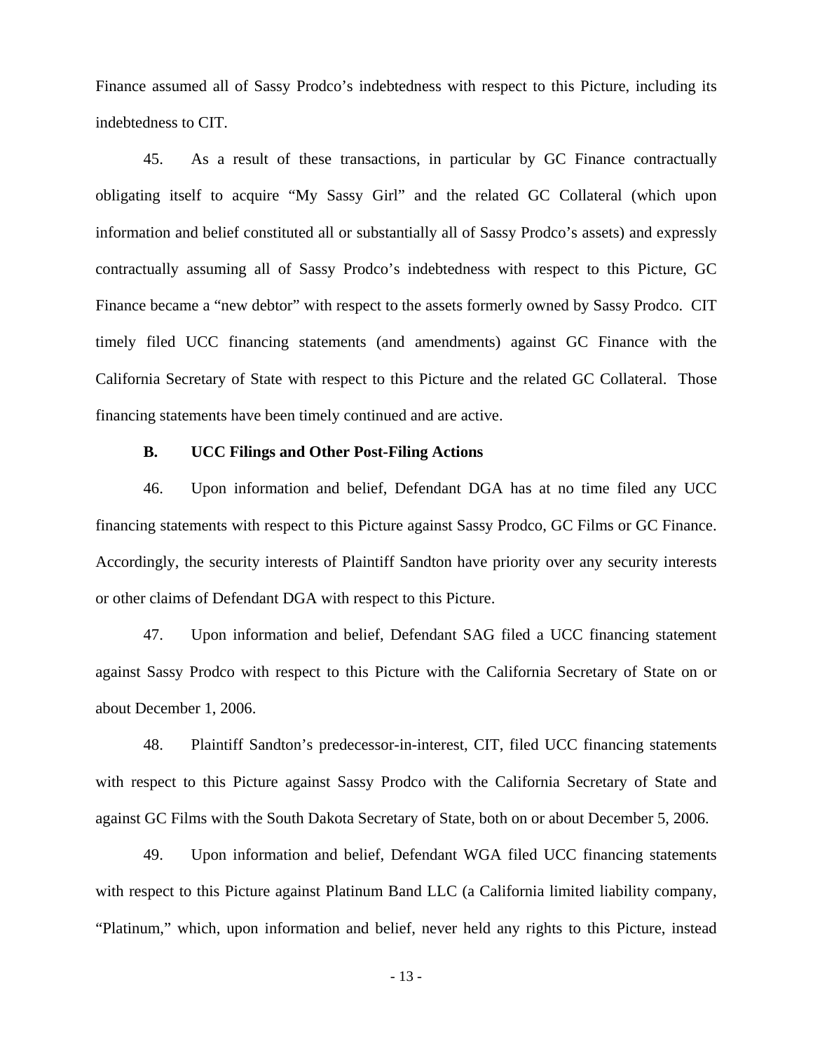Finance assumed all of Sassy Prodco's indebtedness with respect to this Picture, including its indebtedness to CIT.

45. As a result of these transactions, in particular by GC Finance contractually obligating itself to acquire "My Sassy Girl" and the related GC Collateral (which upon information and belief constituted all or substantially all of Sassy Prodco's assets) and expressly contractually assuming all of Sassy Prodco's indebtedness with respect to this Picture, GC Finance became a "new debtor" with respect to the assets formerly owned by Sassy Prodco. CIT timely filed UCC financing statements (and amendments) against GC Finance with the California Secretary of State with respect to this Picture and the related GC Collateral. Those financing statements have been timely continued and are active.

**B. UCC Filings and Other Post-Filing Actions**

46. Upon information and belief, Defendant DGA has at no time filed any UCC financing statements with respect to this Picture against Sassy Prodco, GC Films or GC Finance. Accordingly, the security interests of Plaintiff Sandton have priority over any security interests or other claims of Defendant DGA with respect to this Picture.

47. Upon information and belief, Defendant SAG filed a UCC financing statement against Sassy Prodco with respect to this Picture with the California Secretary of State on or about December 1, 2006.

48. Plaintiff Sandton's predecessor-in-interest, CIT, filed UCC financing statements with respect to this Picture against Sassy Prodco with the California Secretary of State and against GC Films with the South Dakota Secretary of State, both on or about December 5, 2006.

49. Upon information and belief, Defendant WGA filed UCC financing statements with respect to this Picture against Platinum Band LLC (a California limited liability company, "Platinum," which, upon information and belief, never held any rights to this Picture, instead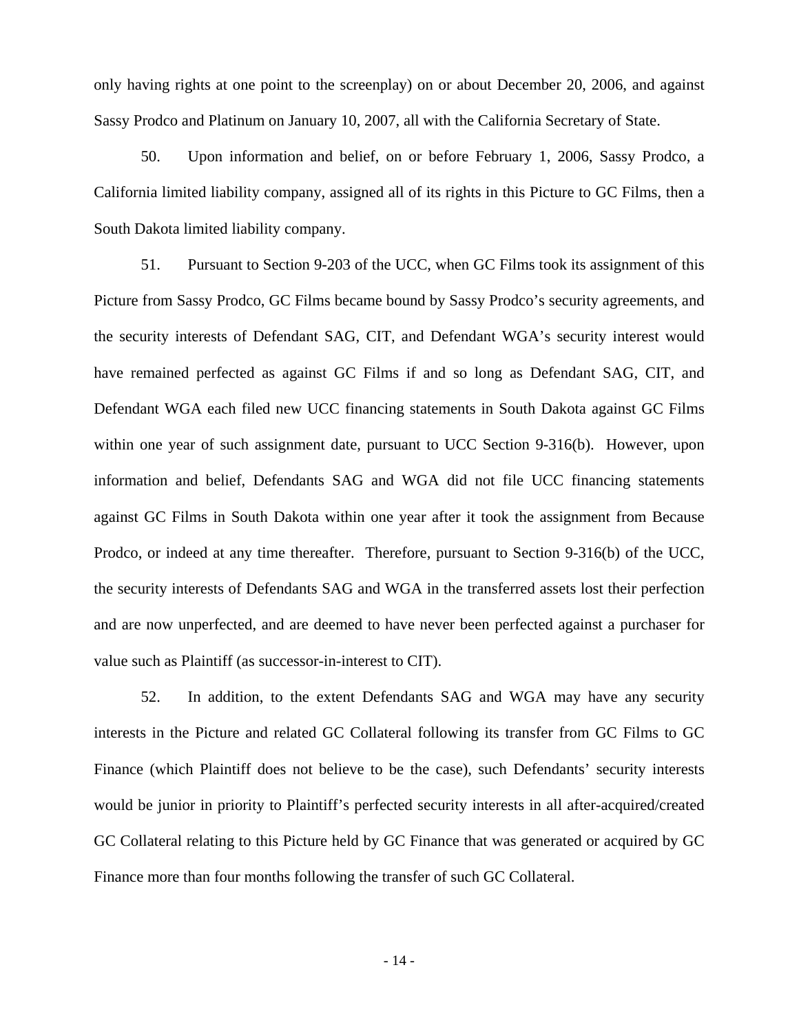only having rights at one point to the screenplay) on or about December 20, 2006, and against Sassy Prodco and Platinum on January 10, 2007, all with the California Secretary of State.

50. Upon information and belief, on or before February 1, 2006, Sassy Prodco, a California limited liability company, assigned all of its rights in this Picture to GC Films, then a South Dakota limited liability company.

51. Pursuant to Section 9-203 of the UCC, when GC Films took its assignment of this Picture from Sassy Prodco, GC Films became bound by Sassy Prodco's security agreements, and the security interests of Defendant SAG, CIT, and Defendant WGA's security interest would have remained perfected as against GC Films if and so long as Defendant SAG, CIT, and Defendant WGA each filed new UCC financing statements in South Dakota against GC Films within one year of such assignment date, pursuant to UCC Section 9-316(b). However, upon information and belief, Defendants SAG and WGA did not file UCC financing statements against GC Films in South Dakota within one year after it took the assignment from Because Prodco, or indeed at any time thereafter. Therefore, pursuant to Section 9-316(b) of the UCC, the security interests of Defendants SAG and WGA in the transferred assets lost their perfection and are now unperfected, and are deemed to have never been perfected against a purchaser for value such as Plaintiff (as successor-in-interest to CIT).

52. In addition, to the extent Defendants SAG and WGA may have any security interests in the Picture and related GC Collateral following its transfer from GC Films to GC Finance (which Plaintiff does not believe to be the case), such Defendants' security interests would be junior in priority to Plaintiff's perfected security interests in all after-acquired/created GC Collateral relating to this Picture held by GC Finance that was generated or acquired by GC Finance more than four months following the transfer of such GC Collateral.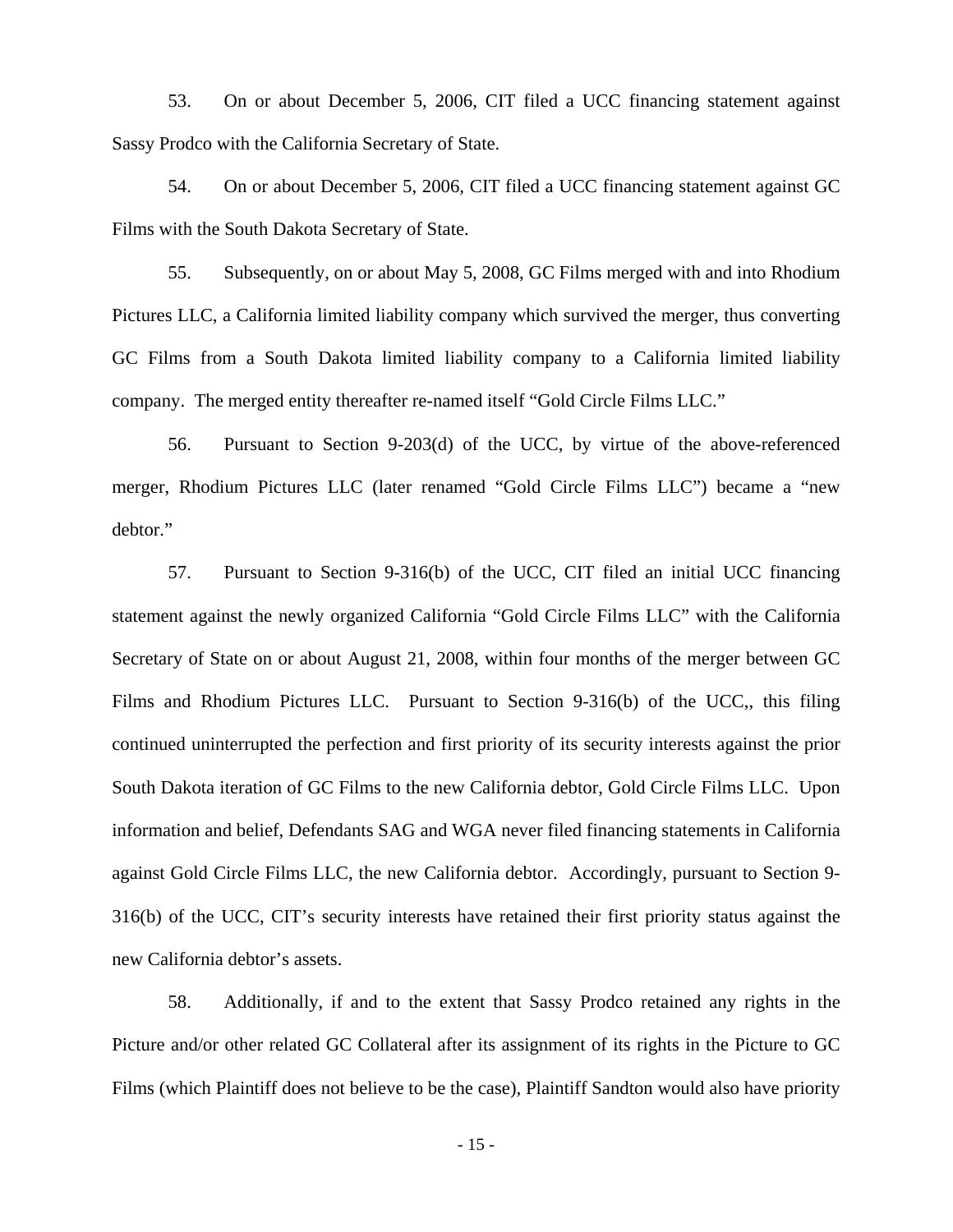53. On or about December 5, 2006, CIT filed a UCC financing statement against Sassy Prodco with the California Secretary of State.

54. On or about December 5, 2006, CIT filed a UCC financing statement against GC Films with the South Dakota Secretary of State.

55. Subsequently, on or about May 5, 2008, GC Films merged with and into Rhodium Pictures LLC, a California limited liability company which survived the merger, thus converting GC Films from a South Dakota limited liability company to a California limited liability company. The merged entity thereafter re-named itself "Gold Circle Films LLC."

56. Pursuant to Section 9-203(d) of the UCC, by virtue of the above-referenced merger, Rhodium Pictures LLC (later renamed "Gold Circle Films LLC") became a "new debtor."

57. Pursuant to Section 9-316(b) of the UCC, CIT filed an initial UCC financing statement against the newly organized California "Gold Circle Films LLC" with the California Secretary of State on or about August 21, 2008, within four months of the merger between GC Films and Rhodium Pictures LLC. Pursuant to Section 9-316(b) of the UCC,, this filing continued uninterrupted the perfection and first priority of its security interests against the prior South Dakota iteration of GC Films to the new California debtor, Gold Circle Films LLC. Upon information and belief, Defendants SAG and WGA never filed financing statements in California against Gold Circle Films LLC, the new California debtor. Accordingly, pursuant to Section 9-316(b) of the UCC, CIT's security interests have retained their first priority status against the new California debtor's assets.

58. Additionally, if and to the extent that Sassy Prodco retained any rights in the Picture and/or other related GC Collateral after its assignment of its rights in the Picture to GC Films (which Plaintiff does not believe to be the case), Plaintiff Sandton would also have priority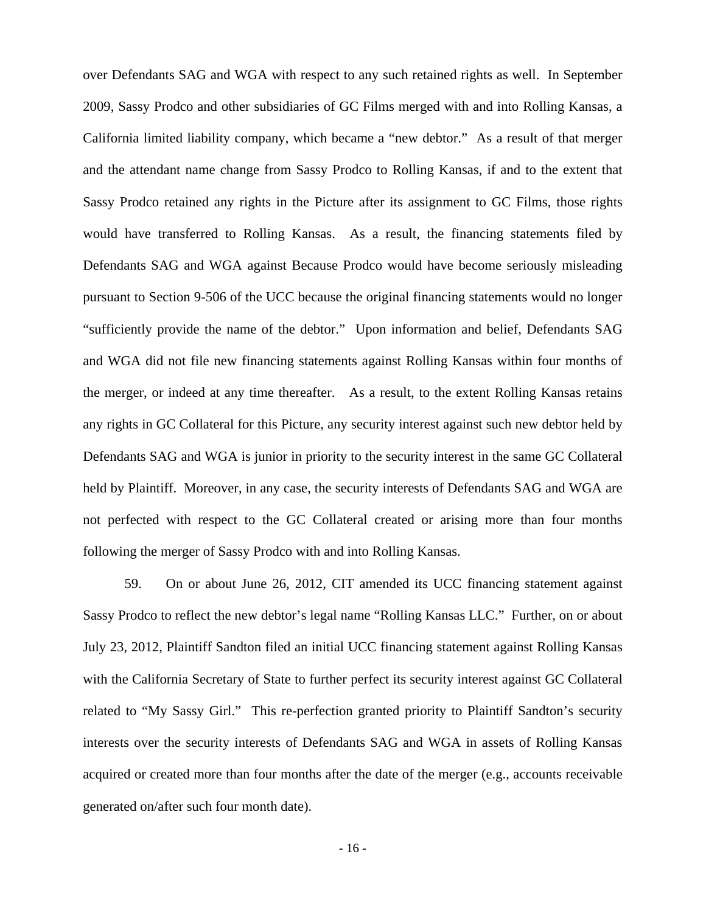over Defendants SAG and WGA with respect to any such retained rights as well. In September 2009, Sassy Prodco and other subsidiaries of GC Films merged with and into Rolling Kansas, a California limited liability company, which became a "new debtor." As a result of that merger and the attendant name change from Sassy Prodco to Rolling Kansas, if and to the extent that Sassy Prodco retained any rights in the Picture after its assignment to GC Films, those rights would have transferred to Rolling Kansas. As a result, the financing statements filed by Defendants SAG and WGA against Because Prodco would have become seriously misleading pursuant to Section 9-506 of the UCC because the original financing statements would no longer "sufficiently provide the name of the debtor." Upon information and belief, Defendants SAG and WGA did not file new financing statements against Rolling Kansas within four months of the merger, or indeed at any time thereafter. As a result, to the extent Rolling Kansas retains any rights in GC Collateral for this Picture, any security interest against such new debtor held by Defendants SAG and WGA is junior in priority to the security interest in the same GC Collateral held by Plaintiff. Moreover, in any case, the security interests of Defendants SAG and WGA are not perfected with respect to the GC Collateral created or arising more than four months following the merger of Sassy Prodco with and into Rolling Kansas.

59. On or about June 26, 2012, CIT amended its UCC financing statement against Sassy Prodco to reflect the new debtor's legal name "Rolling Kansas LLC." Further, on or about July 23, 2012, Plaintiff Sandton filed an initial UCC financing statement against Rolling Kansas with the California Secretary of State to further perfect its security interest against GC Collateral related to "My Sassy Girl." This re-perfection granted priority to Plaintiff Sandton's security interests over the security interests of Defendants SAG and WGA in assets of Rolling Kansas acquired or created more than four months after the date of the merger (e.g., accounts receivable generated on/after such four month date).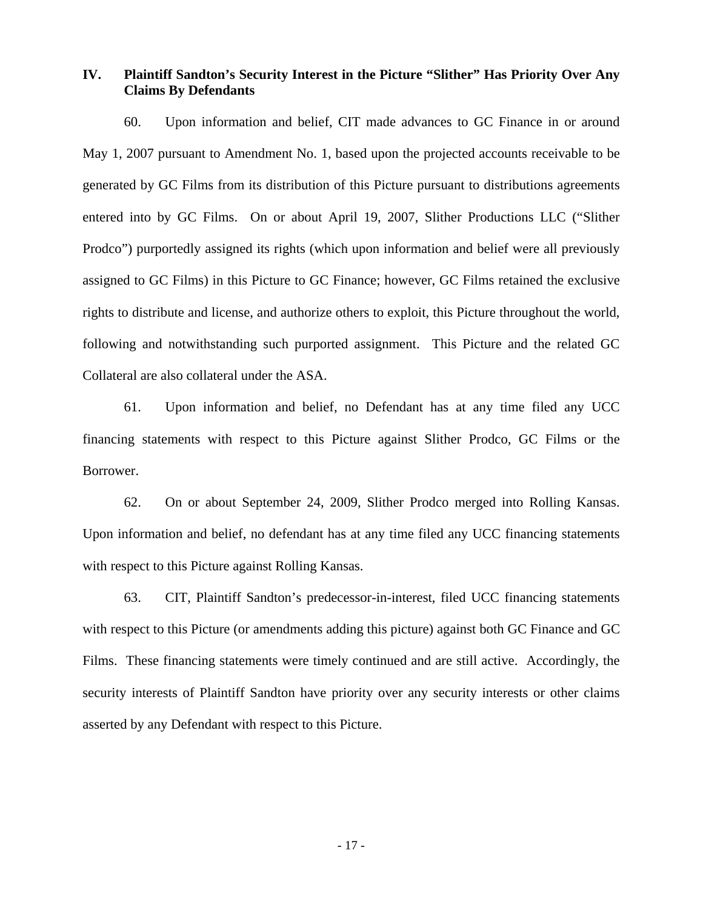## IV. Plaintiff Sandton's Security Interest in the Picture "Slither" Has Priority Over Any Claims By Defendants

60. Upon information and belief, CIT made advances to GC Finance in or around May 1, 2007 pursuant to Amendment No. 1, based upon the projected accounts receivable to be generated by GC Films from its distribution of this Picture pursuant to distributions agreements entered into by GC Films. On or about April 19, 2007, Slither Productions LLC ("Slither Prodco") purportedly assigned its rights (which upon information and belief were all previously assigned to GC Films) in this Picture to GC Finance; however, GC Films retained the exclusive rights to distribute and license, and authorize others to exploit, this Picture throughout the world, following and notwithstanding such purported assignment. This Picture and the related GC Collateral are also collateral under the ASA.

61. Upon information and belief, no Defendant has at any time filed any UCC financing statements with respect to this Picture against Slither Prodco, GC Films or the Borrower.

62. On or about September 24, 2009, Slither Prodco merged into Rolling Kansas. Upon information and belief, no defendant has at any time filed any UCC financing statements with respect to this Picture against Rolling Kansas.

63. CIT, Plaintiff Sandton's predecessor-in-interest, filed UCC financing statements with respect to this Picture (or amendments adding this picture) against both GC Finance and GC Films. These financing statements were timely continued and are still active. Accordingly, the security interests of Plaintiff Sandton have priority over any security interests or other claims asserted by any Defendant with respect to this Picture.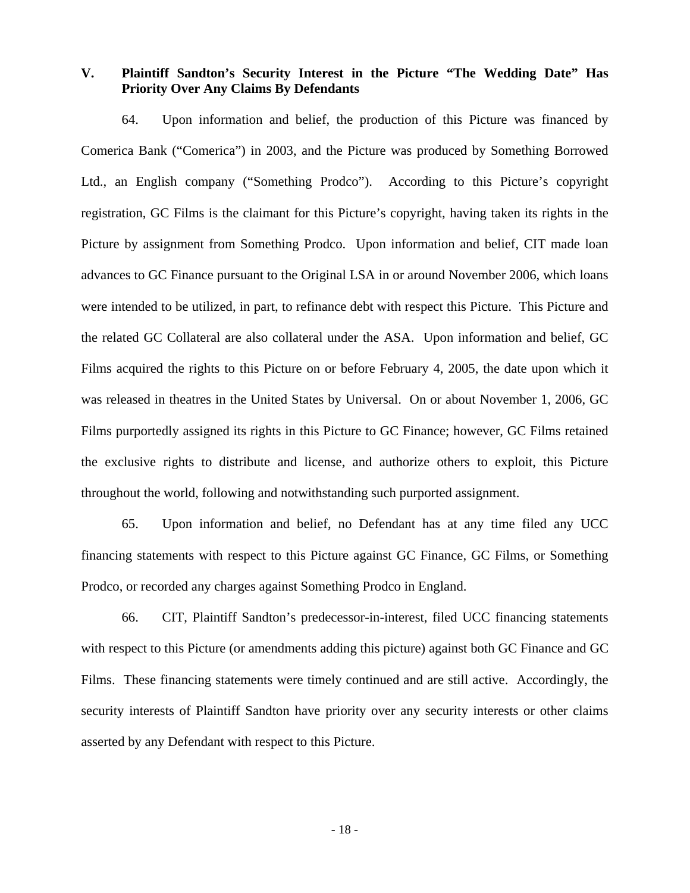## V. Plaintiff Sandton's Security Interest in the Picture "The Wedding Date" Has Priority Over Any Claims By Defendants

64. Upon information and belief, the production of this Picture was financed by Comerica Bank ("Comerica") in 2003, and the Picture was produced by Something Borrowed Ltd., an English company ("Something Prodco"). According to this Picture's copyright registration, GC Films is the claimant for this Picture's copyright, having taken its rights in the Picture by assignment from Something Prodco. Upon information and belief, CIT made loan advances to GC Finance pursuant to the Original LSA in or around November 2006, which loans were intended to be utilized, in part, to refinance debt with respect this Picture. This Picture and the related GC Collateral are also collateral under the ASA. Upon information and belief, GC Films acquired the rights to this Picture on or before February 4, 2005, the date upon which it was released in theatres in the United States by Universal. On or about November 1, 2006, GC Films purportedly assigned its rights in this Picture to GC Finance; however, GC Films retained the exclusive rights to distribute and license, and authorize others to exploit, this Picture throughout the world, following and notwithstanding such purported assignment.

65. Upon information and belief, no Defendant has at any time filed any UCC financing statements with respect to this Picture against GC Finance, GC Films, or Something Prodco, or recorded any charges against Something Prodco in England.

66. CIT, Plaintiff Sandton's predecessor-in-interest, filed UCC financing statements with respect to this Picture (or amendments adding this picture) against both GC Finance and GC Films. These financing statements were timely continued and are still active. Accordingly, the security interests of Plaintiff Sandton have priority over any security interests or other claims asserted by any Defendant with respect to this Picture.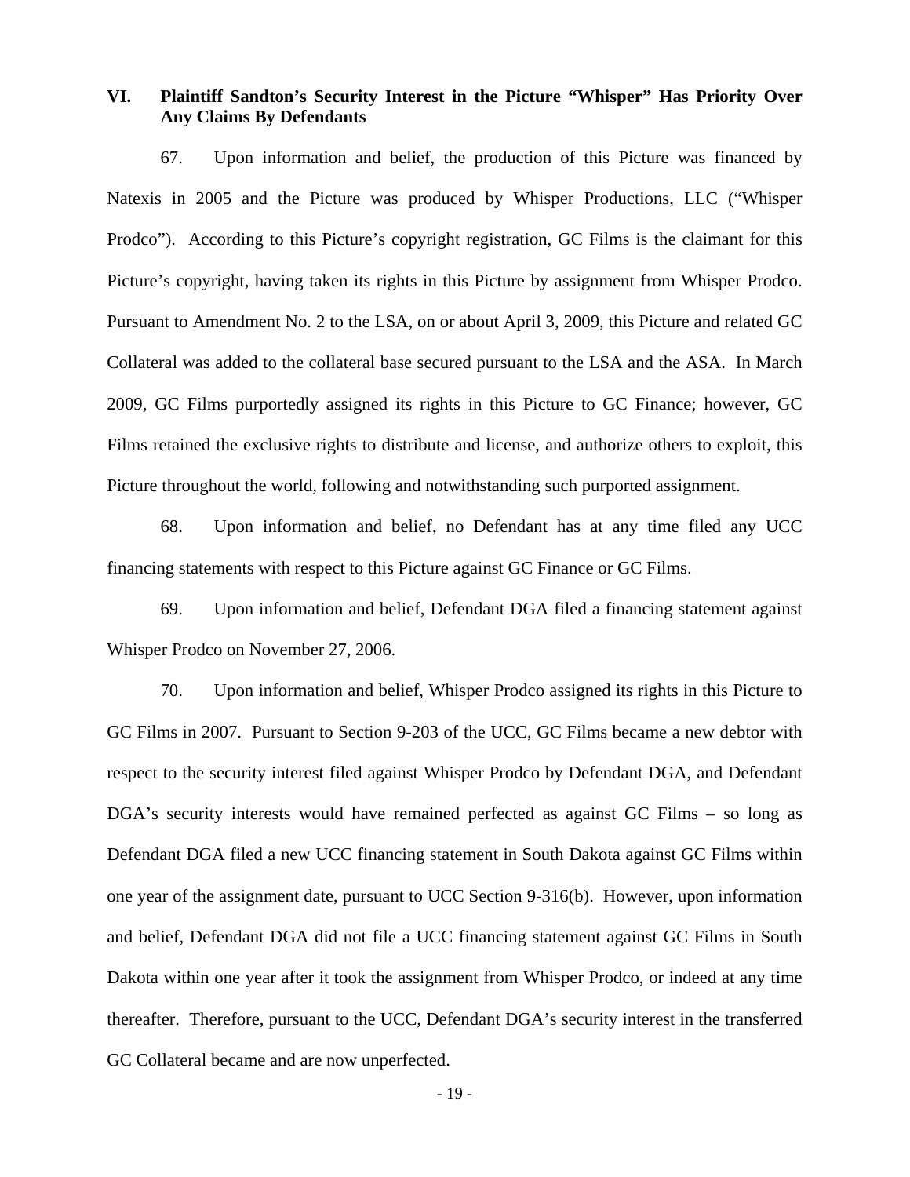## VI. Plaintiff Sandton's Security Interest in the Picture "Whisper" Has Priority Over Any Claims By Defendants

67. Upon information and belief, the production of this Picture was financed by Natexis in 2005 and the Picture was produced by Whisper Productions, LLC ("Whisper Prodco"). According to this Picture's copyright registration, GC Films is the claimant for this Picture's copyright, having taken its rights in this Picture by assignment from Whisper Prodco. Pursuant to Amendment No. 2 to the LSA, on or about April 3, 2009, this Picture and related GC Collateral was added to the collateral base secured pursuant to the LSA and the ASA. In March 2009, GC Films purportedly assigned its rights in this Picture to GC Finance; however, GC Films retained the exclusive rights to distribute and license, and authorize others to exploit, this Picture throughout the world, following and notwithstanding such purported assignment.

68. Upon information and belief, no Defendant has at any time filed any UCC financing statements with respect to this Picture against GC Finance or GC Films.

69. Upon information and belief, Defendant DGA filed a financing statement against Whisper Prodco on November 27, 2006.

70. Upon information and belief, Whisper Prodco assigned its rights in this Picture to GC Films in 2007. Pursuant to Section 9-203 of the UCC, GC Films became a new debtor with respect to the security interest filed against Whisper Prodco by Defendant DGA, and Defendant DGA's security interests would have remained perfected as against GC Films – so long as Defendant DGA filed a new UCC financing statement in South Dakota against GC Films within one year of the assignment date, pursuant to UCC Section 9-316(b). However, upon information and belief, Defendant DGA did not file a UCC financing statement against GC Films in South Dakota within one year after it took the assignment from Whisper Prodco, or indeed at any time thereafter. Therefore, pursuant to the UCC, Defendant DGA's security interest in the transferred GC Collateral became and are now unperfected.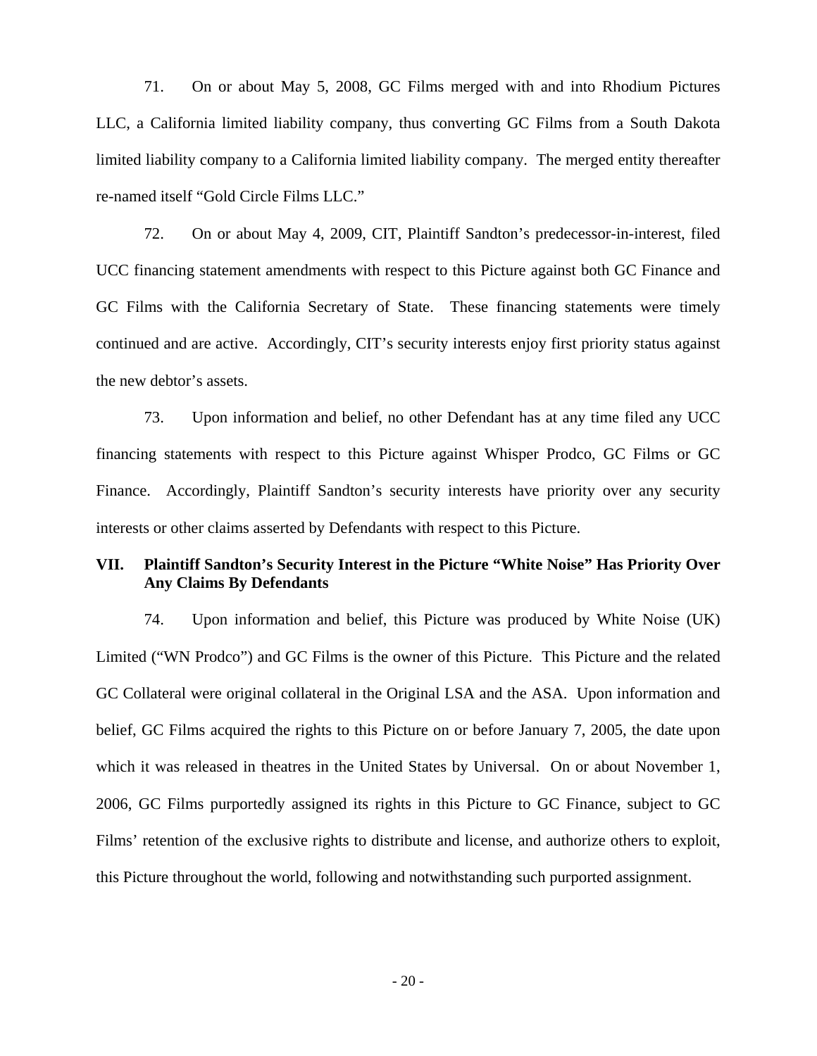71. On or about May 5, 2008, GC Films merged with and into Rhodium Pictures LLC, a California limited liability company, thus converting GC Films from a South Dakota limited liability company to a California limited liability company. The merged entity thereafter re-named itself "Gold Circle Films LLC."

72. On or about May 4, 2009, CIT, Plaintiff Sandton's predecessor-in-interest, filed UCC financing statement amendments with respect to this Picture against both GC Finance and GC Films with the California Secretary of State. These financing statements were timely continued and are active. Accordingly, CIT's security interests enjoy first priority status against the new debtor's assets.

73. Upon information and belief, no other Defendant has at any time filed any UCC financing statements with respect to this Picture against Whisper Prodco, GC Films or GC Finance. Accordingly, Plaintiff Sandton's security interests have priority over any security interests or other claims asserted by Defendants with respect to this Picture.

## VII. Plaintiff Sandton's Security Interest in the Picture "White Noise" Has Priority Over Any Claims By Defendants

74. Upon information and belief, this Picture was produced by White Noise (UK) Limited ("WN Prodco") and GC Films is the owner of this Picture. This Picture and the related GC Collateral were original collateral in the Original LSA and the ASA. Upon information and belief, GC Films acquired the rights to this Picture on or before January 7, 2005, the date upon which it was released in theatres in the United States by Universal. On or about November 1, 2006, GC Films purportedly assigned its rights in this Picture to GC Finance, subject to GC Films' retention of the exclusive rights to distribute and license, and authorize others to exploit, this Picture throughout the world, following and notwithstanding such purported assignment.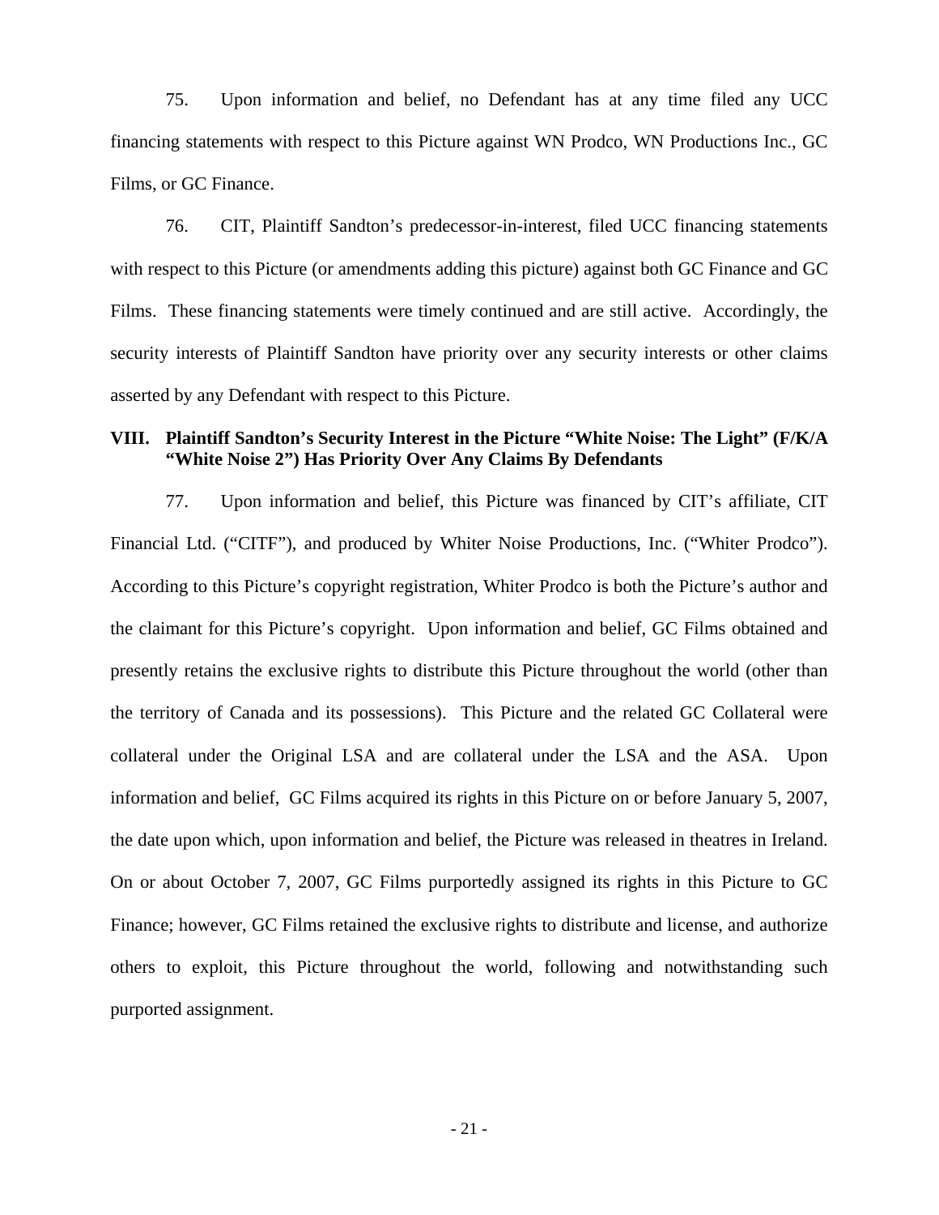75. Upon information and belief, no Defendant has at any time filed any UCC financing statements with respect to this Picture against WN Prodco, WN Productions Inc., GC Films, or GC Finance.

76. CIT, Plaintiff Sandton's predecessor-in-interest, filed UCC financing statements with respect to this Picture (or amendments adding this picture) against both GC Finance and GC Films. These financing statements were timely continued and are still active. Accordingly, the security interests of Plaintiff Sandton have priority over any security interests or other claims asserted by any Defendant with respect to this Picture.

## VIII. Plaintiff Sandton's Security Interest in the Picture "White Noise: The Light" (F/K/A "White Noise 2") Has Priority Over Any Claims By Defendants

77. Upon information and belief, this Picture was financed by CIT's affiliate, CIT Financial Ltd. ("CITF"), and produced by Whiter Noise Productions, Inc. ("Whiter Prodco"). According to this Picture's copyright registration, Whiter Prodco is both the Picture's author and the claimant for this Picture's copyright. Upon information and belief, GC Films obtained and presently retains the exclusive rights to distribute this Picture throughout the world (other than the territory of Canada and its possessions). This Picture and the related GC Collateral were collateral under the Original LSA and are collateral under the LSA and the ASA. Upon information and belief, GC Films acquired its rights in this Picture on or before January 5, 2007, the date upon which, upon information and belief, the Picture was released in theatres in Ireland. On or about October 7, 2007, GC Films purportedly assigned its rights in this Picture to GC Finance; however, GC Films retained the exclusive rights to distribute and license, and authorize others to exploit, this Picture throughout the world, following and notwithstanding such purported assignment.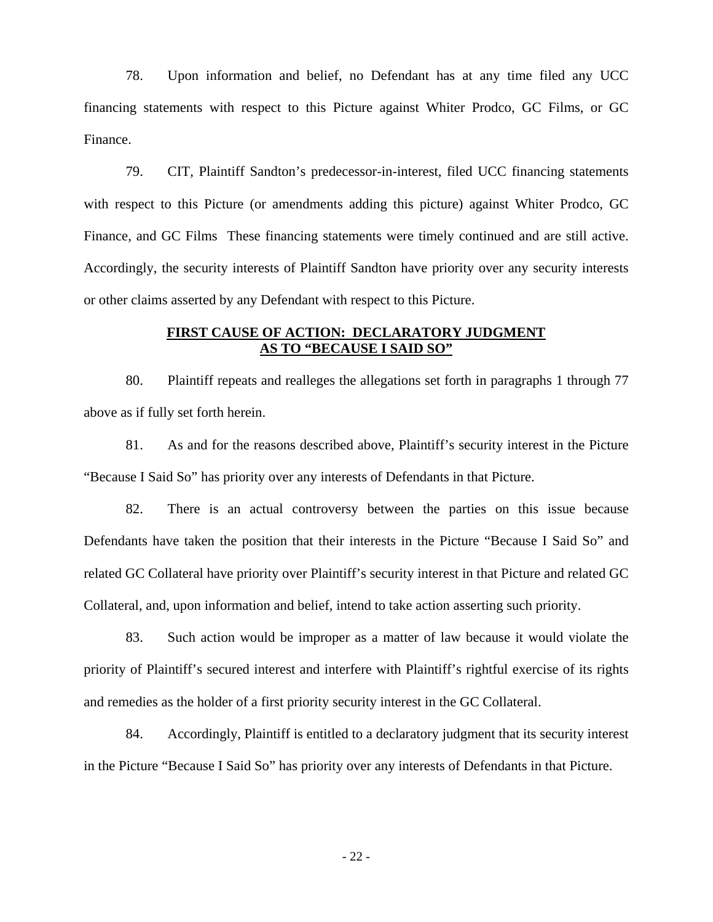78. Upon information and belief, no Defendant has at any time filed any UCC financing statements with respect to this Picture against Whiter Prodco, GC Films, or GC Finance.

79. CIT, Plaintiff Sandton's predecessor-in-interest, filed UCC financing statements with respect to this Picture (or amendments adding this picture) against Whiter Prodco, GC Finance, and GC Films These financing statements were timely continued and are still active. Accordingly, the security interests of Plaintiff Sandton have priority over any security interests or other claims asserted by any Defendant with respect to this Picture.

**FIRST CAUSE OF ACTION: DECLARATORY JUDGMENT AS TO "BECAUSE I SAID SO"**

80. Plaintiff repeats and realleges the allegations set forth in paragraphs 1 through 77 above as if fully set forth herein.

81. As and for the reasons described above, Plaintiff's security interest in the Picture "Because I Said So" has priority over any interests of Defendants in that Picture.

82. There is an actual controversy between the parties on this issue because Defendants have taken the position that their interests in the Picture "Because I Said So" and related GC Collateral have priority over Plaintiff's security interest in that Picture and related GC Collateral, and, upon information and belief, intend to take action asserting such priority.

83. Such action would be improper as a matter of law because it would violate the priority of Plaintiff's secured interest and interfere with Plaintiff's rightful exercise of its rights and remedies as the holder of a first priority security interest in the GC Collateral.

84. Accordingly, Plaintiff is entitled to a declaratory judgment that its security interest in the Picture "Because I Said So" has priority over any interests of Defendants in that Picture.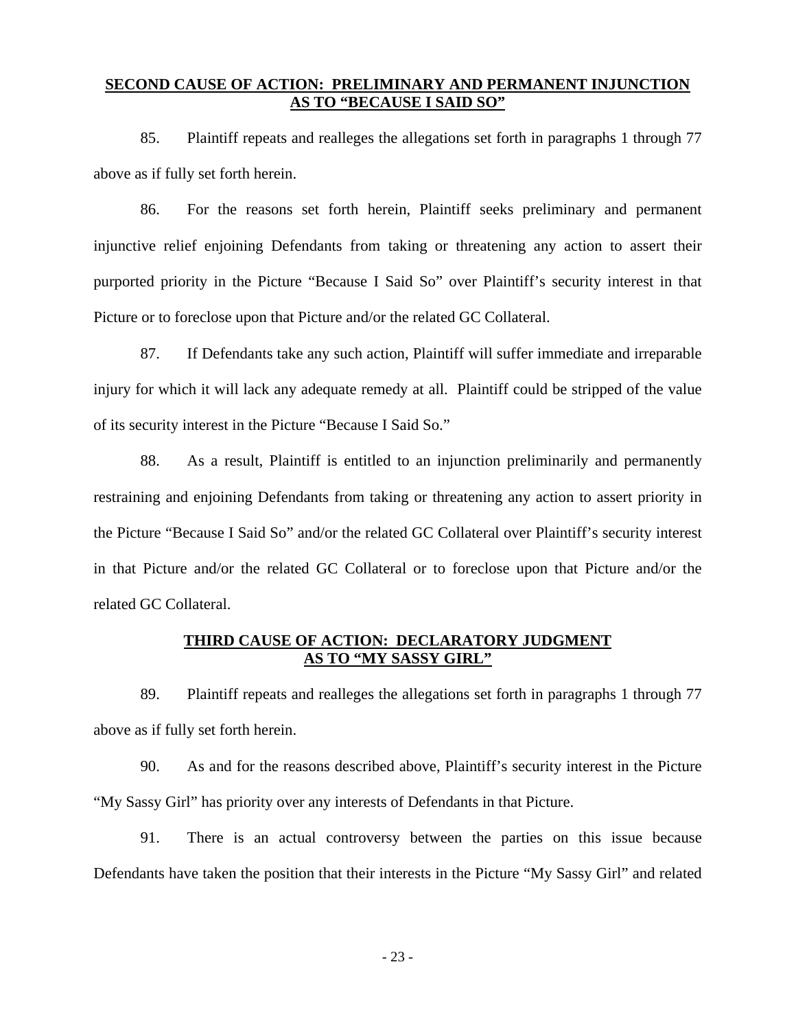**<u>SECOND CAUSE OF ACTION: PRELIMINARY AND PERMANENT INJUNCTION AS TO "BECAUSE I SAID SO"</u>**

85. Plaintiff repeats and realleges the allegations set forth in paragraphs 1 through 77 above as if fully set forth herein.

86. For the reasons set forth herein, Plaintiff seeks preliminary and permanent injunctive relief enjoining Defendants from taking or threatening any action to assert their purported priority in the Picture "Because I Said So" over Plaintiff's security interest in that Picture or to foreclose upon that Picture and/or the related GC Collateral.

87. If Defendants take any such action, Plaintiff will suffer immediate and irreparable injury for which it will lack any adequate remedy at all. Plaintiff could be stripped of the value of its security interest in the Picture "Because I Said So."

88. As a result, Plaintiff is entitled to an injunction preliminarily and permanently restraining and enjoining Defendants from taking or threatening any action to assert priority in the Picture "Because I Said So" and/or the related GC Collateral over Plaintiff's security interest in that Picture and/or the related GC Collateral or to foreclose upon that Picture and/or the related GC Collateral.

**<u>THIRD CAUSE OF ACTION: DECLARATORY JUDGMENT AS TO "MY SASSY GIRL"</u>**

89. Plaintiff repeats and realleges the allegations set forth in paragraphs 1 through 77 above as if fully set forth herein.

90. As and for the reasons described above, Plaintiff's security interest in the Picture "My Sassy Girl" has priority over any interests of Defendants in that Picture.

91. There is an actual controversy between the parties on this issue because Defendants have taken the position that their interests in the Picture "My Sassy Girl" and related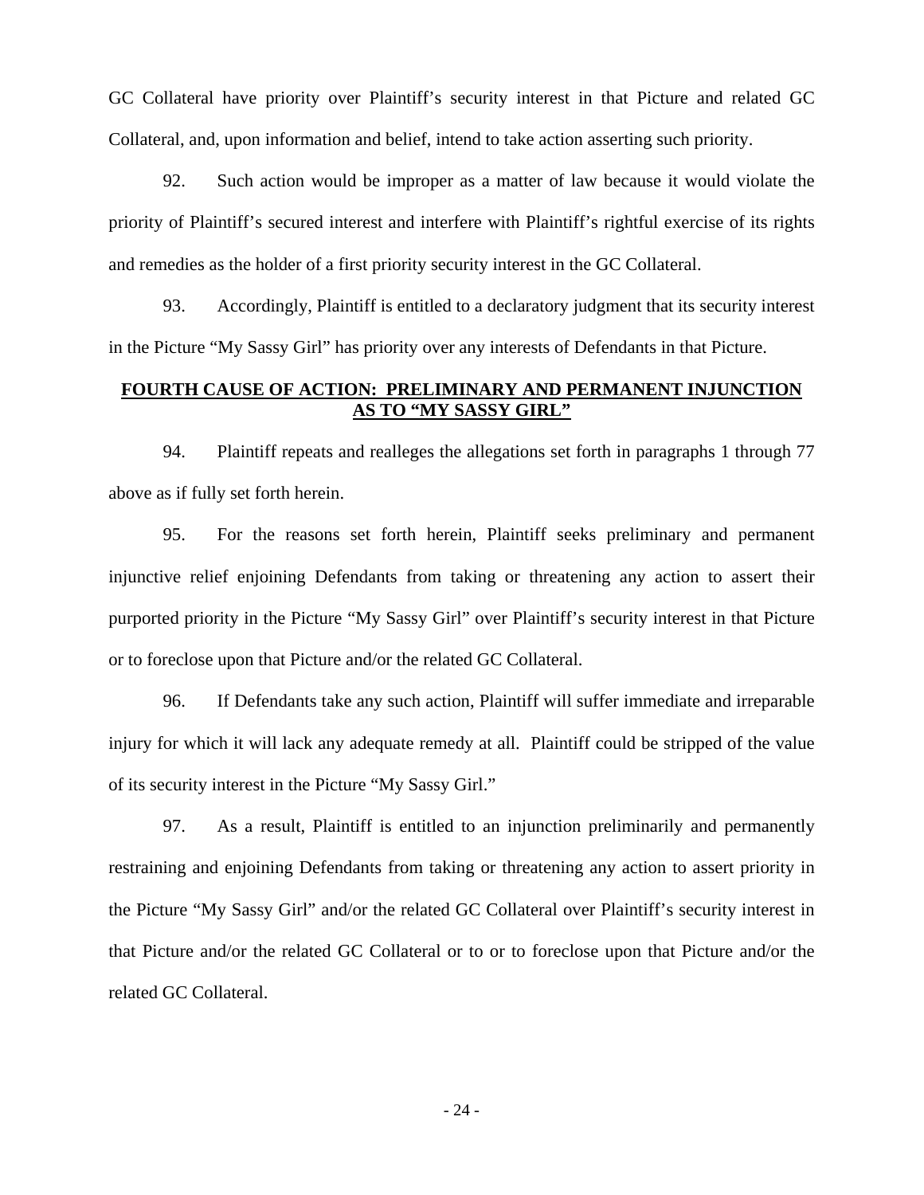GC Collateral have priority over Plaintiff's security interest in that Picture and related GC Collateral, and, upon information and belief, intend to take action asserting such priority.

92. Such action would be improper as a matter of law because it would violate the priority of Plaintiff's secured interest and interfere with Plaintiff's rightful exercise of its rights and remedies as the holder of a first priority security interest in the GC Collateral.

93. Accordingly, Plaintiff is entitled to a declaratory judgment that its security interest in the Picture "My Sassy Girl" has priority over any interests of Defendants in that Picture.

**FOURTH CAUSE OF ACTION: PRELIMINARY AND PERMANENT INJUNCTION AS TO "MY SASSY GIRL"**

94. Plaintiff repeats and realleges the allegations set forth in paragraphs 1 through 77 above as if fully set forth herein.

95. For the reasons set forth herein, Plaintiff seeks preliminary and permanent injunctive relief enjoining Defendants from taking or threatening any action to assert their purported priority in the Picture "My Sassy Girl" over Plaintiff's security interest in that Picture or to foreclose upon that Picture and/or the related GC Collateral.

96. If Defendants take any such action, Plaintiff will suffer immediate and irreparable injury for which it will lack any adequate remedy at all. Plaintiff could be stripped of the value of its security interest in the Picture "My Sassy Girl."

97. As a result, Plaintiff is entitled to an injunction preliminarily and permanently restraining and enjoining Defendants from taking or threatening any action to assert priority in the Picture "My Sassy Girl" and/or the related GC Collateral over Plaintiff's security interest in that Picture and/or the related GC Collateral or to or to foreclose upon that Picture and/or the related GC Collateral.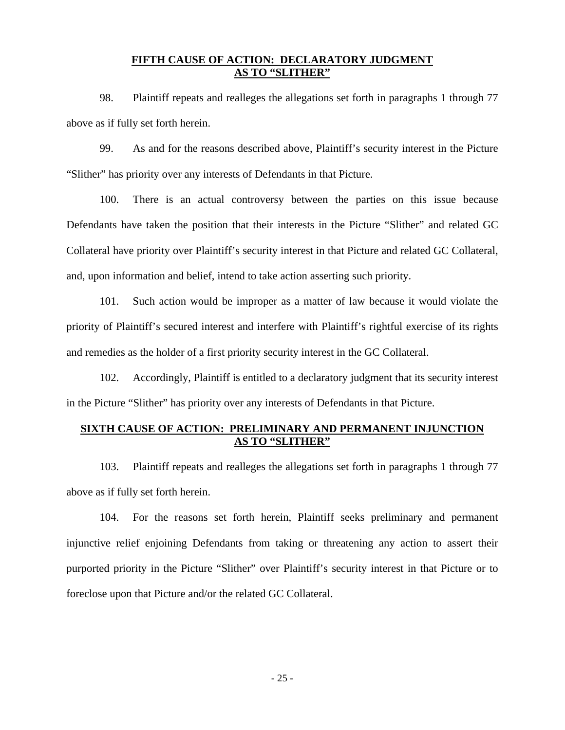## FIFTH CAUSE OF ACTION: DECLARATORY JUDGMENT AS TO "SLITHER"

98. Plaintiff repeats and realleges the allegations set forth in paragraphs 1 through 77 above as if fully set forth herein.

99. As and for the reasons described above, Plaintiff's security interest in the Picture "Slither" has priority over any interests of Defendants in that Picture.

100. There is an actual controversy between the parties on this issue because Defendants have taken the position that their interests in the Picture "Slither" and related GC Collateral have priority over Plaintiff's security interest in that Picture and related GC Collateral, and, upon information and belief, intend to take action asserting such priority.

101. Such action would be improper as a matter of law because it would violate the priority of Plaintiff's secured interest and interfere with Plaintiff's rightful exercise of its rights and remedies as the holder of a first priority security interest in the GC Collateral.

102. Accordingly, Plaintiff is entitled to a declaratory judgment that its security interest in the Picture "Slither" has priority over any interests of Defendants in that Picture.

## SIXTH CAUSE OF ACTION: PRELIMINARY AND PERMANENT INJUNCTION AS TO "SLITHER"

103. Plaintiff repeats and realleges the allegations set forth in paragraphs 1 through 77 above as if fully set forth herein.

104. For the reasons set forth herein, Plaintiff seeks preliminary and permanent injunctive relief enjoining Defendants from taking or threatening any action to assert their purported priority in the Picture "Slither" over Plaintiff's security interest in that Picture or to foreclose upon that Picture and/or the related GC Collateral.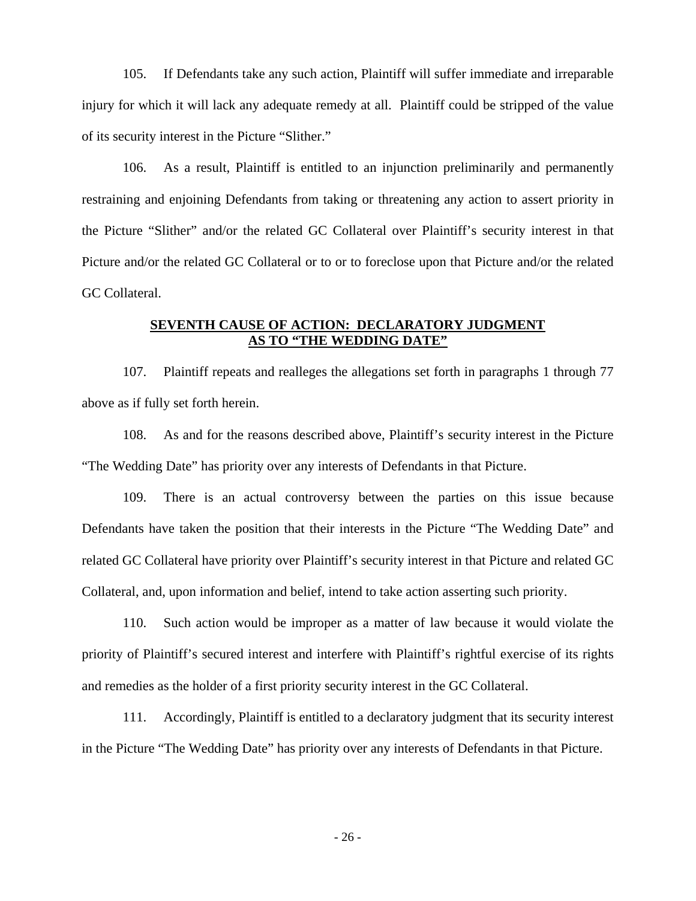105. If Defendants take any such action, Plaintiff will suffer immediate and irreparable injury for which it will lack any adequate remedy at all. Plaintiff could be stripped of the value of its security interest in the Picture "Slither."

106. As a result, Plaintiff is entitled to an injunction preliminarily and permanently restraining and enjoining Defendants from taking or threatening any action to assert priority in the Picture "Slither" and/or the related GC Collateral over Plaintiff's security interest in that Picture and/or the related GC Collateral or to or to foreclose upon that Picture and/or the related GC Collateral.

## SEVENTH CAUSE OF ACTION: DECLARATORY JUDGMENT AS TO "THE WEDDING DATE"

107. Plaintiff repeats and realleges the allegations set forth in paragraphs 1 through 77 above as if fully set forth herein.

108. As and for the reasons described above, Plaintiff's security interest in the Picture "The Wedding Date" has priority over any interests of Defendants in that Picture.

109. There is an actual controversy between the parties on this issue because Defendants have taken the position that their interests in the Picture "The Wedding Date" and related GC Collateral have priority over Plaintiff's security interest in that Picture and related GC Collateral, and, upon information and belief, intend to take action asserting such priority.

110. Such action would be improper as a matter of law because it would violate the priority of Plaintiff's secured interest and interfere with Plaintiff's rightful exercise of its rights and remedies as the holder of a first priority security interest in the GC Collateral.

111. Accordingly, Plaintiff is entitled to a declaratory judgment that its security interest in the Picture "The Wedding Date" has priority over any interests of Defendants in that Picture.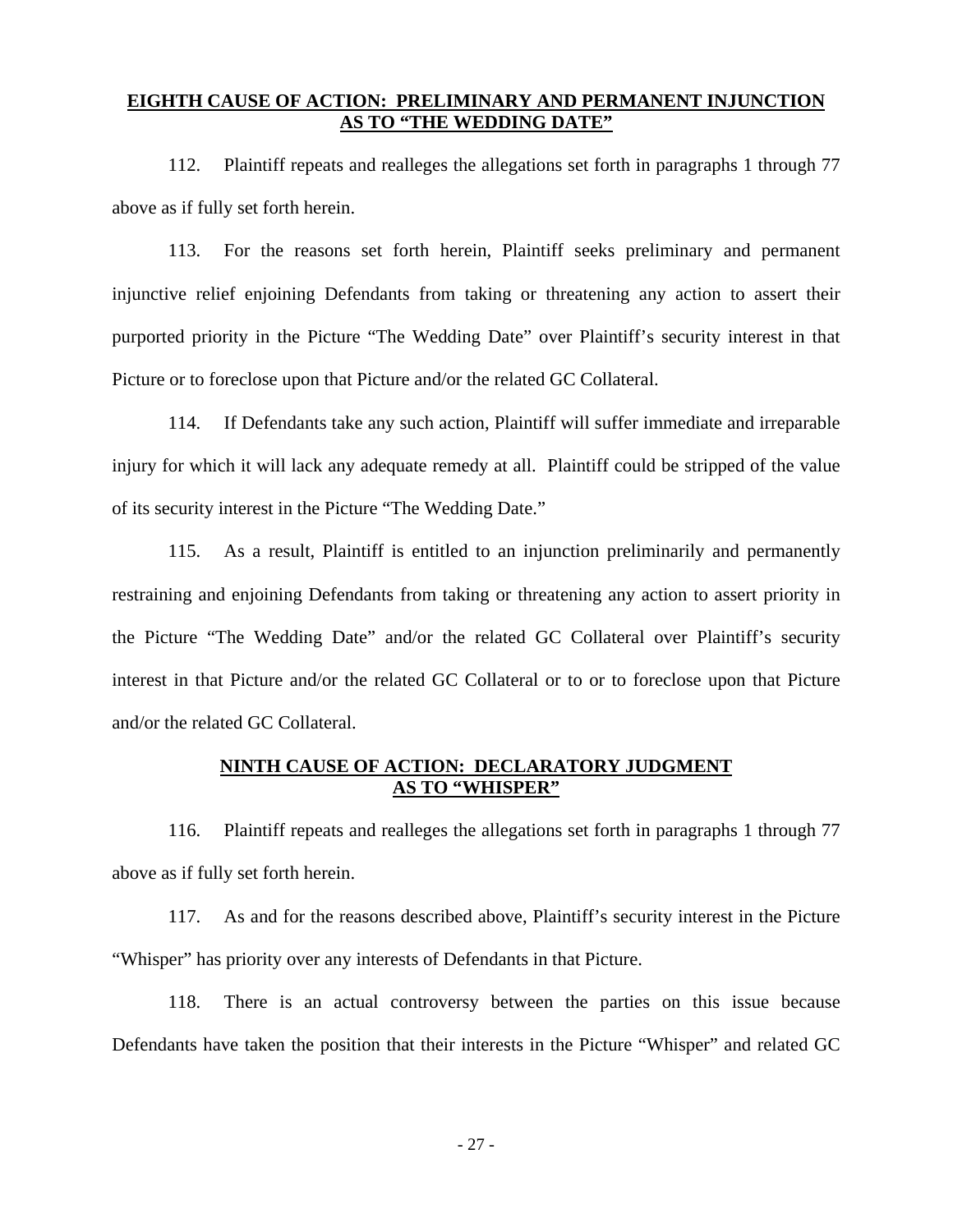**EIGHTH CAUSE OF ACTION: PRELIMINARY AND PERMANENT INJUNCTION AS TO "THE WEDDING DATE"**

112. Plaintiff repeats and realleges the allegations set forth in paragraphs 1 through 77 above as if fully set forth herein.

113. For the reasons set forth herein, Plaintiff seeks preliminary and permanent injunctive relief enjoining Defendants from taking or threatening any action to assert their purported priority in the Picture "The Wedding Date" over Plaintiff's security interest in that Picture or to foreclose upon that Picture and/or the related GC Collateral.

114. If Defendants take any such action, Plaintiff will suffer immediate and irreparable injury for which it will lack any adequate remedy at all. Plaintiff could be stripped of the value of its security interest in the Picture "The Wedding Date."

115. As a result, Plaintiff is entitled to an injunction preliminarily and permanently restraining and enjoining Defendants from taking or threatening any action to assert priority in the Picture "The Wedding Date" and/or the related GC Collateral over Plaintiff's security interest in that Picture and/or the related GC Collateral or to or to foreclose upon that Picture and/or the related GC Collateral.

**NINTH CAUSE OF ACTION: DECLARATORY JUDGMENT AS TO "WHISPER"**

116. Plaintiff repeats and realleges the allegations set forth in paragraphs 1 through 77 above as if fully set forth herein.

117. As and for the reasons described above, Plaintiff's security interest in the Picture "Whisper" has priority over any interests of Defendants in that Picture.

118. There is an actual controversy between the parties on this issue because Defendants have taken the position that their interests in the Picture "Whisper" and related GC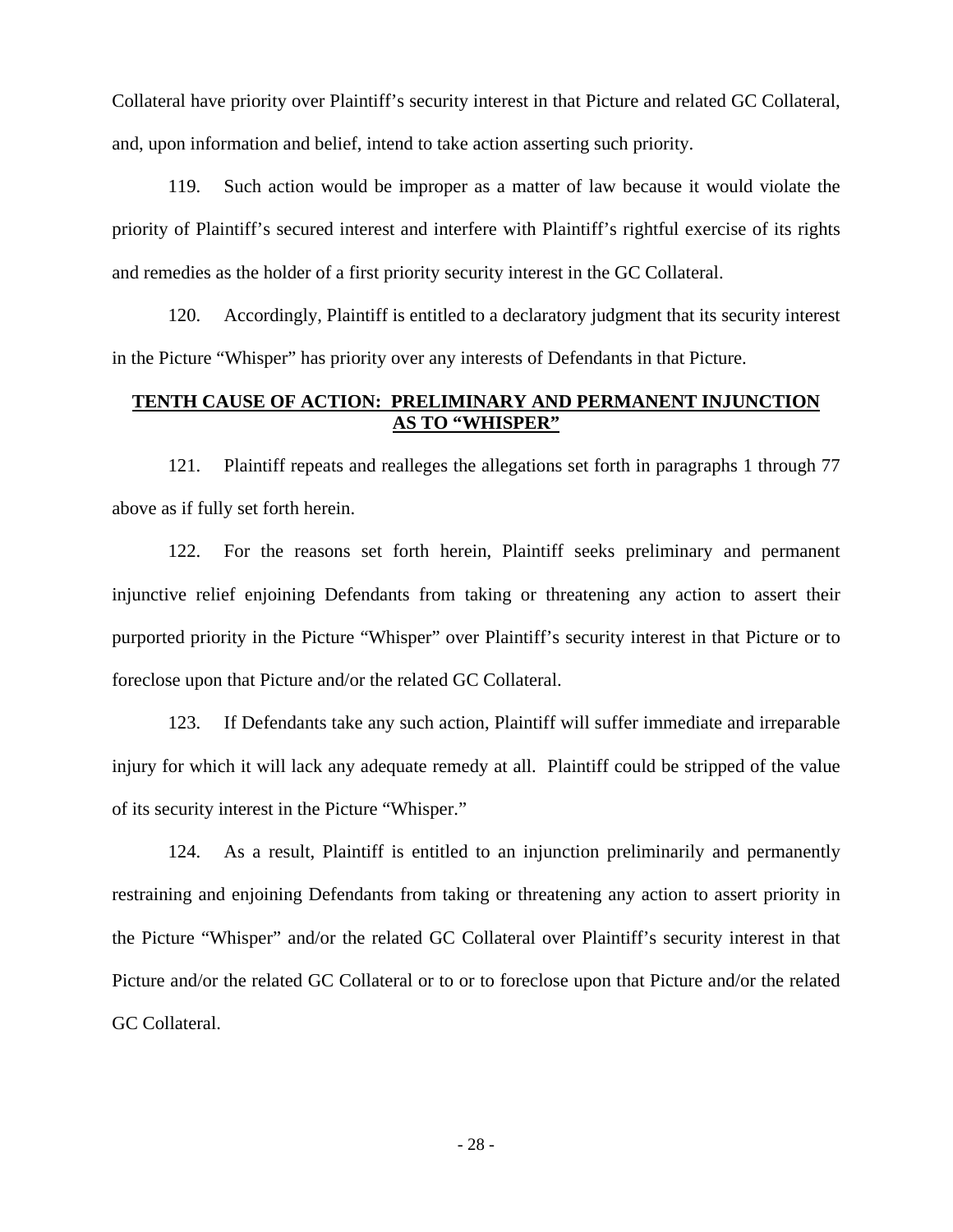Collateral have priority over Plaintiff's security interest in that Picture and related GC Collateral, and, upon information and belief, intend to take action asserting such priority.

119. Such action would be improper as a matter of law because it would violate the priority of Plaintiff's secured interest and interfere with Plaintiff's rightful exercise of its rights and remedies as the holder of a first priority security interest in the GC Collateral.

120. Accordingly, Plaintiff is entitled to a declaratory judgment that its security interest in the Picture "Whisper" has priority over any interests of Defendants in that Picture.

**TENTH CAUSE OF ACTION: PRELIMINARY AND PERMANENT INJUNCTION AS TO "WHISPER"**

121. Plaintiff repeats and realleges the allegations set forth in paragraphs 1 through 77 above as if fully set forth herein.

122. For the reasons set forth herein, Plaintiff seeks preliminary and permanent injunctive relief enjoining Defendants from taking or threatening any action to assert their purported priority in the Picture "Whisper" over Plaintiff's security interest in that Picture or to foreclose upon that Picture and/or the related GC Collateral.

123. If Defendants take any such action, Plaintiff will suffer immediate and irreparable injury for which it will lack any adequate remedy at all. Plaintiff could be stripped of the value of its security interest in the Picture "Whisper."

124. As a result, Plaintiff is entitled to an injunction preliminarily and permanently restraining and enjoining Defendants from taking or threatening any action to assert priority in the Picture "Whisper" and/or the related GC Collateral over Plaintiff's security interest in that Picture and/or the related GC Collateral or to or to foreclose upon that Picture and/or the related GC Collateral.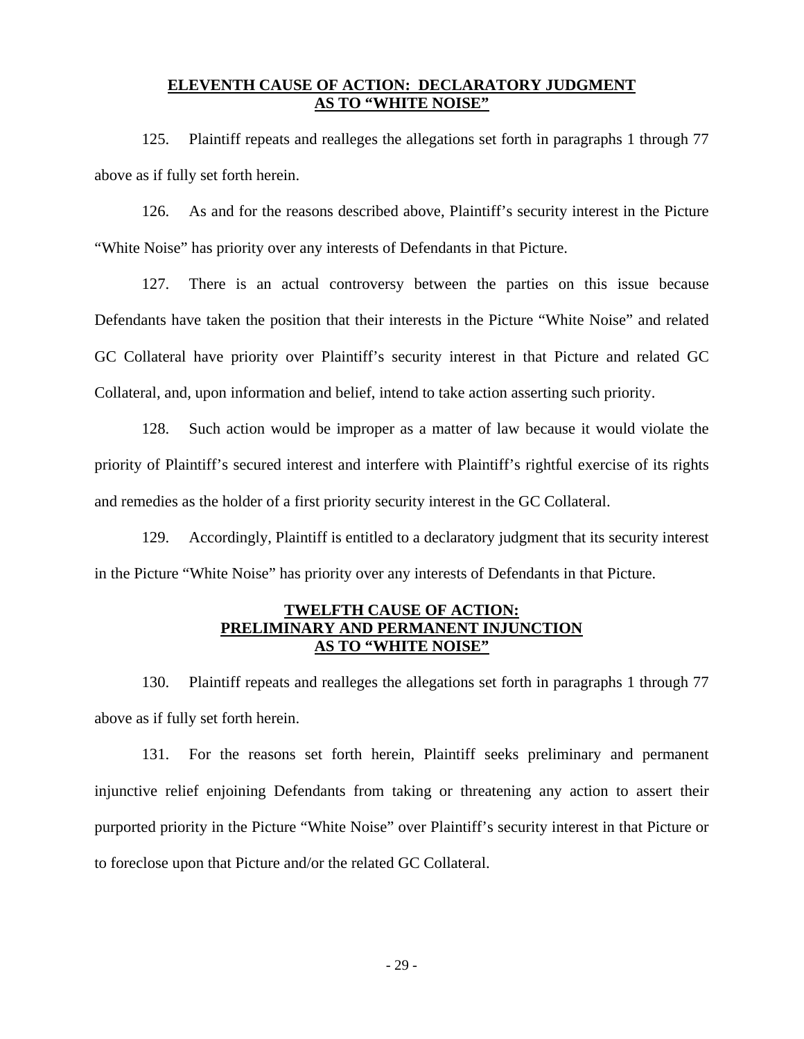## ELEVENTH CAUSE OF ACTION: DECLARATORY JUDGMENT AS TO "WHITE NOISE"

125. Plaintiff repeats and realleges the allegations set forth in paragraphs 1 through 77 above as if fully set forth herein.

126. As and for the reasons described above, Plaintiff's security interest in the Picture "White Noise" has priority over any interests of Defendants in that Picture.

127. There is an actual controversy between the parties on this issue because Defendants have taken the position that their interests in the Picture "White Noise" and related GC Collateral have priority over Plaintiff's security interest in that Picture and related GC Collateral, and, upon information and belief, intend to take action asserting such priority.

128. Such action would be improper as a matter of law because it would violate the priority of Plaintiff's secured interest and interfere with Plaintiff's rightful exercise of its rights and remedies as the holder of a first priority security interest in the GC Collateral.

129. Accordingly, Plaintiff is entitled to a declaratory judgment that its security interest in the Picture "White Noise" has priority over any interests of Defendants in that Picture.

## TWELFTH CAUSE OF ACTION: PRELIMINARY AND PERMANENT INJUNCTION AS TO "WHITE NOISE"

130. Plaintiff repeats and realleges the allegations set forth in paragraphs 1 through 77 above as if fully set forth herein.

131. For the reasons set forth herein, Plaintiff seeks preliminary and permanent injunctive relief enjoining Defendants from taking or threatening any action to assert their purported priority in the Picture "White Noise" over Plaintiff's security interest in that Picture or to foreclose upon that Picture and/or the related GC Collateral.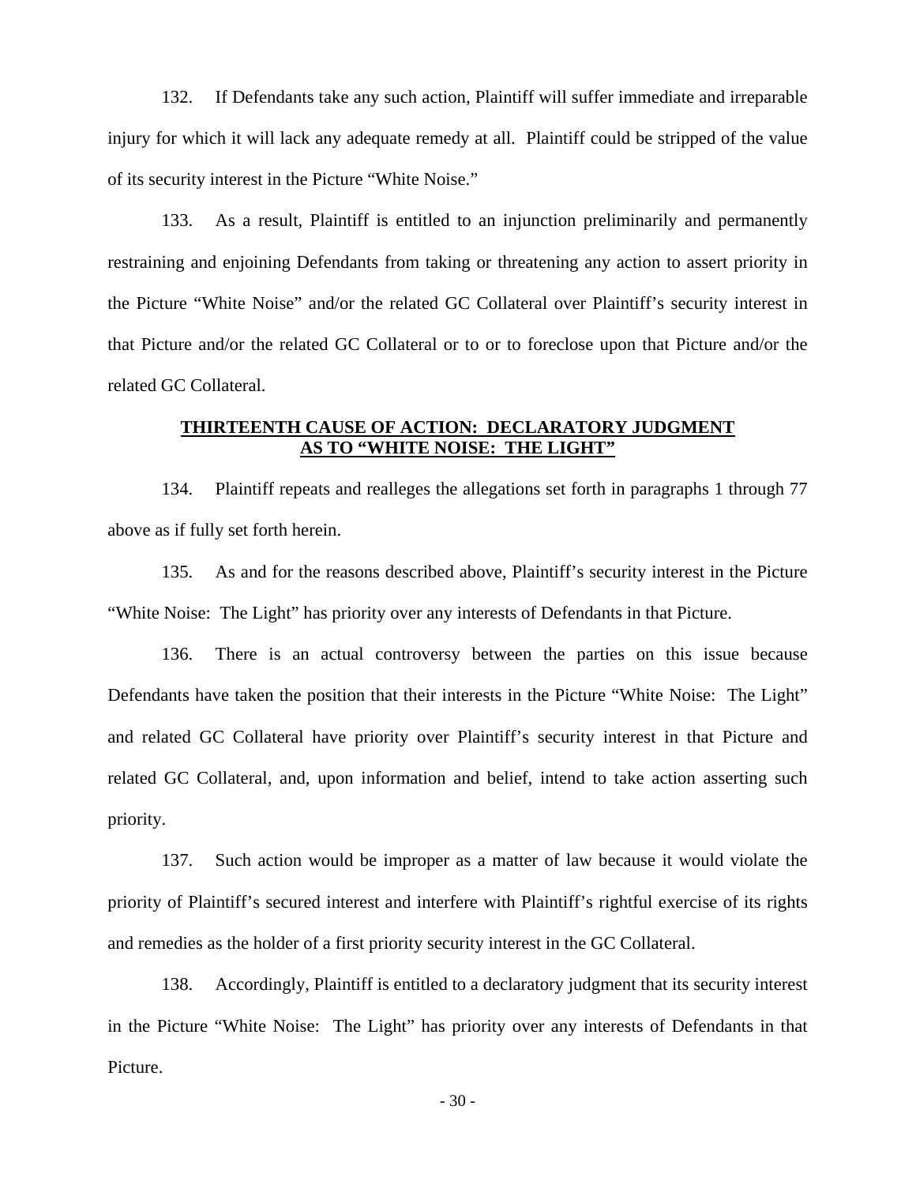132. If Defendants take any such action, Plaintiff will suffer immediate and irreparable injury for which it will lack any adequate remedy at all. Plaintiff could be stripped of the value of its security interest in the Picture "White Noise."

133. As a result, Plaintiff is entitled to an injunction preliminarily and permanently restraining and enjoining Defendants from taking or threatening any action to assert priority in the Picture "White Noise" and/or the related GC Collateral over Plaintiff's security interest in that Picture and/or the related GC Collateral or to or to foreclose upon that Picture and/or the related GC Collateral.

## THIRTEENTH CAUSE OF ACTION: DECLARATORY JUDGMENT AS TO "WHITE NOISE: THE LIGHT"

134. Plaintiff repeats and realleges the allegations set forth in paragraphs 1 through 77 above as if fully set forth herein.

135. As and for the reasons described above, Plaintiff's security interest in the Picture "White Noise: The Light" has priority over any interests of Defendants in that Picture.

136. There is an actual controversy between the parties on this issue because Defendants have taken the position that their interests in the Picture "White Noise: The Light" and related GC Collateral have priority over Plaintiff's security interest in that Picture and related GC Collateral, and, upon information and belief, intend to take action asserting such priority.

137. Such action would be improper as a matter of law because it would violate the priority of Plaintiff's secured interest and interfere with Plaintiff's rightful exercise of its rights and remedies as the holder of a first priority security interest in the GC Collateral.

138. Accordingly, Plaintiff is entitled to a declaratory judgment that its security interest in the Picture "White Noise: The Light" has priority over any interests of Defendants in that Picture.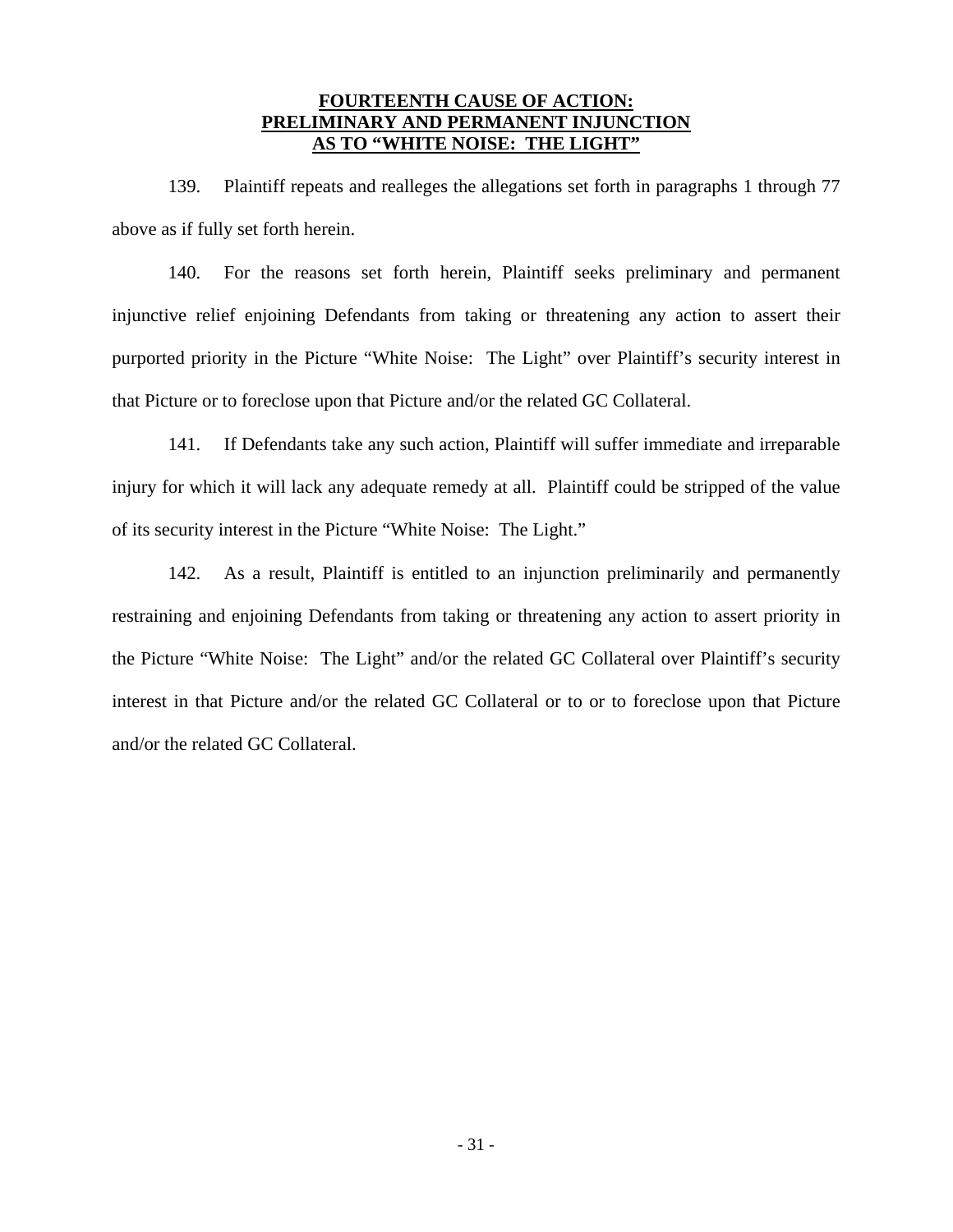**FOURTEENTH CAUSE OF ACTION:**
**PRELIMINARY AND PERMANENT INJUNCTION**
**AS TO "WHITE NOISE: THE LIGHT"**

139. Plaintiff repeats and realleges the allegations set forth in paragraphs 1 through 77 above as if fully set forth herein.

140. For the reasons set forth herein, Plaintiff seeks preliminary and permanent injunctive relief enjoining Defendants from taking or threatening any action to assert their purported priority in the Picture "White Noise: The Light" over Plaintiff's security interest in that Picture or to foreclose upon that Picture and/or the related GC Collateral.

141. If Defendants take any such action, Plaintiff will suffer immediate and irreparable injury for which it will lack any adequate remedy at all. Plaintiff could be stripped of the value of its security interest in the Picture "White Noise: The Light."

142. As a result, Plaintiff is entitled to an injunction preliminarily and permanently restraining and enjoining Defendants from taking or threatening any action to assert priority in the Picture "White Noise: The Light" and/or the related GC Collateral over Plaintiff's security interest in that Picture and/or the related GC Collateral or to or to foreclose upon that Picture and/or the related GC Collateral.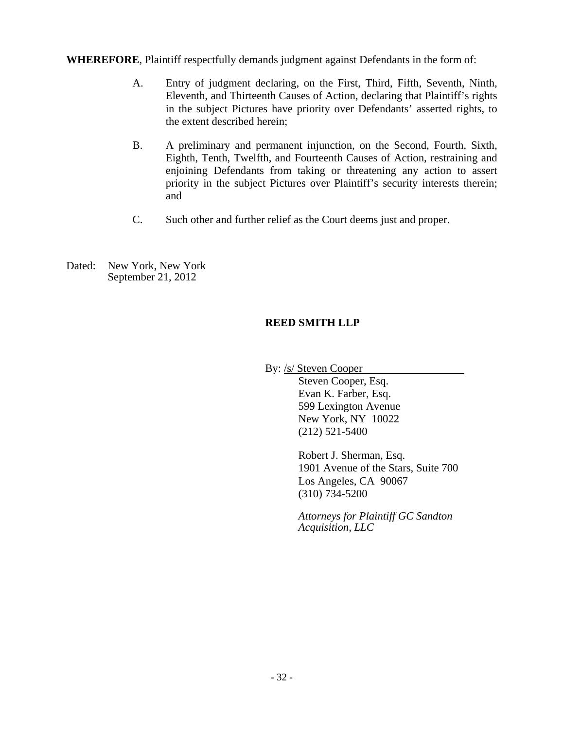**WHEREFORE**, Plaintiff respectfully demands judgment against Defendants in the form of:

A. Entry of judgment declaring, on the First, Third, Fifth, Seventh, Ninth, Eleventh, and Thirteenth Causes of Action, declaring that Plaintiff's rights in the subject Pictures have priority over Defendants' asserted rights, to the extent described herein;

B. A preliminary and permanent injunction, on the Second, Fourth, Sixth, Eighth, Tenth, Twelfth, and Fourteenth Causes of Action, restraining and enjoining Defendants from taking or threatening any action to assert priority in the subject Pictures over Plaintiff's security interests therein; and

C. Such other and further relief as the Court deems just and proper.

Dated: New York, New York
September 21, 2012

**REED SMITH LLP**

By: /s/ Steven Cooper
Steven Cooper, Esq.
Evan K. Farber, Esq.
599 Lexington Avenue
New York, NY 10022
(212) 521-5400

Robert J. Sherman, Esq.
1901 Avenue of the Stars, Suite 700
Los Angeles, CA 90067
(310) 734-5200

*Attorneys for Plaintiff GC Sandton Acquisition, LLC*